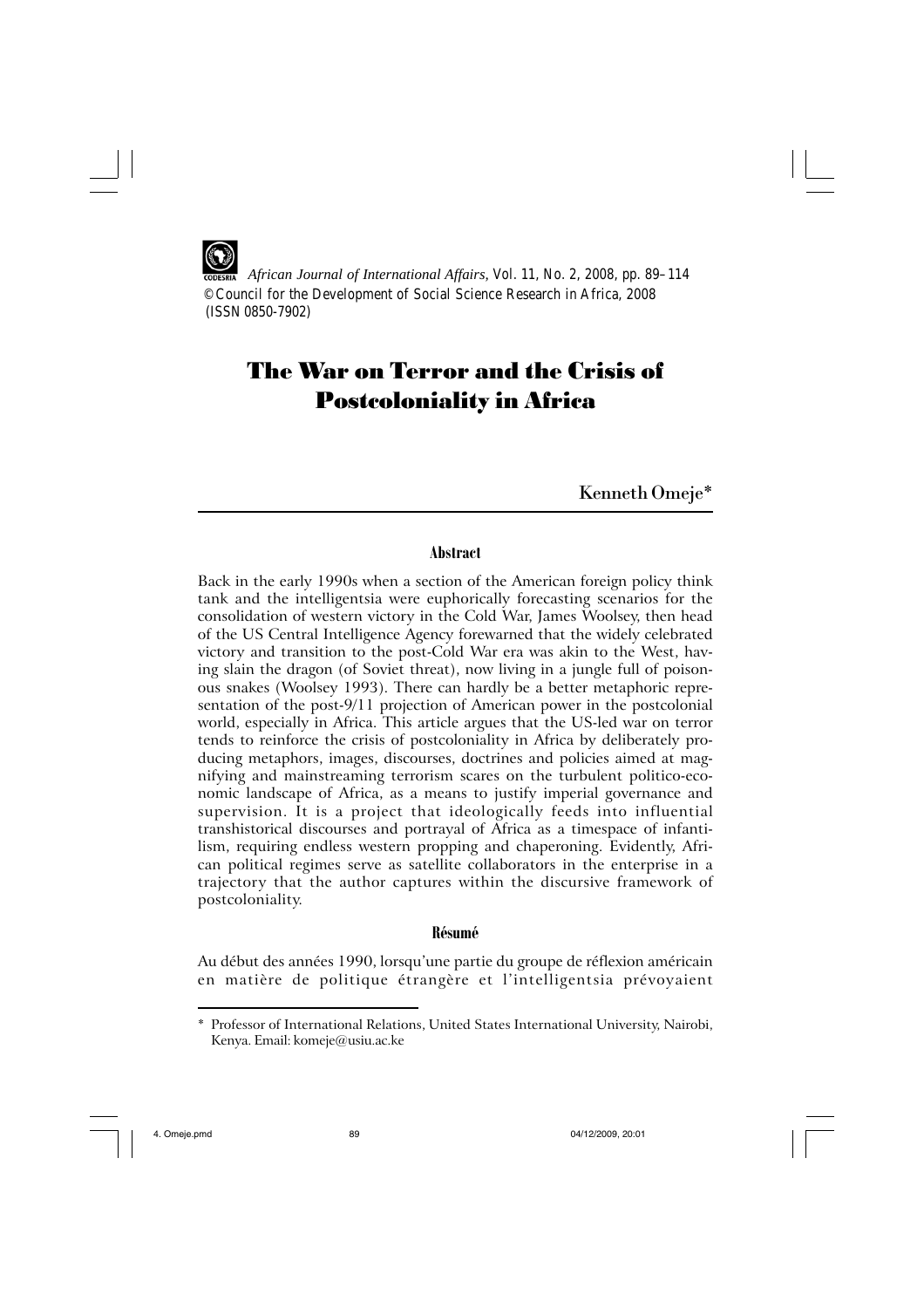*African Journal of International Affairs*, Vol. 11, No. 2, 2008, pp. 89–114
© Council for the Development of Social Science Research in Africa, 2008
(ISSN 0850-7902)

# The War on Terror and the Crisis of Postcoloniality in Africa

Kenneth Omeje*

### Abstract

Back in the early 1990s when a section of the American foreign policy think tank and the intelligentsia were euphorically forecasting scenarios for the consolidation of western victory in the Cold War, James Woolsey, then head of the US Central Intelligence Agency forewarned that the widely celebrated victory and transition to the post-Cold War era was akin to the West, having slain the dragon (of Soviet threat), now living in a jungle full of poisonous snakes (Woolsey 1993). There can hardly be a better metaphoric representation of the post-9/11 projection of American power in the postcolonial world, especially in Africa. This article argues that the US-led war on terror tends to reinforce the crisis of postcoloniality in Africa by deliberately producing metaphors, images, discourses, doctrines and policies aimed at magnifying and mainstreaming terrorism scares on the turbulent politico-economic landscape of Africa, as a means to justify imperial governance and supervision. It is a project that ideologically feeds into influential transhistorical discourses and portrayal of Africa as a timespace of infantilism, requiring endless western propping and chaperoning. Evidently, African political regimes serve as satellite collaborators in the enterprise in a trajectory that the author captures within the discursive framework of postcoloniality.

### Résumé

Au début des années 1990, lorsqu'une partie du groupe de réflexion américain en matière de politique étrangère et l'intelligentsia prévoyaient

---

\* Professor of International Relations, United States International University, Nairobi, Kenya. Email: komeje@usiu.ac.ke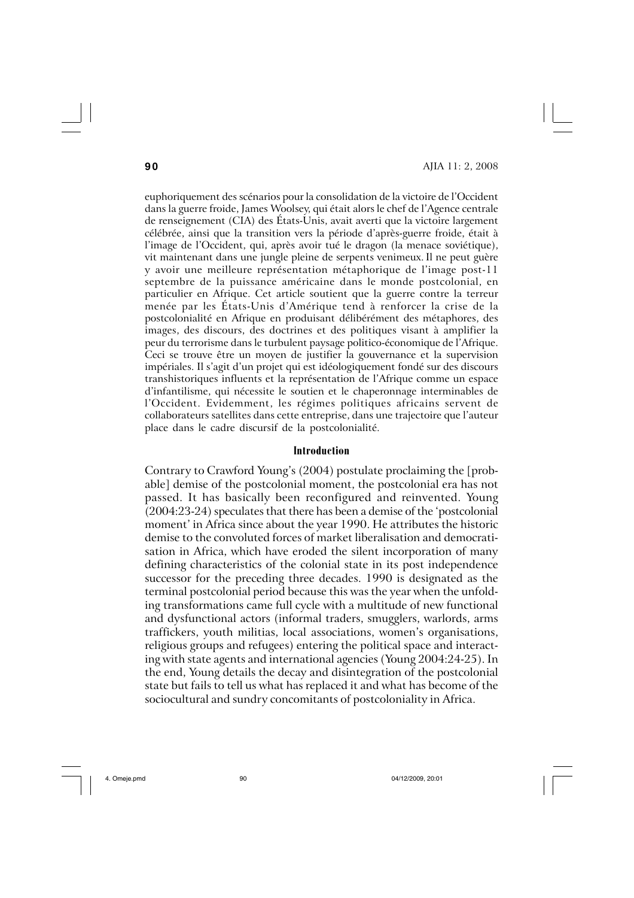euphoriquement des scénarios pour la consolidation de la victoire de l'Occident dans la guerre froide, James Woolsey, qui était alors le chef de l'Agence centrale de renseignement (CIA) des États-Unis, avait averti que la victoire largement célébrée, ainsi que la transition vers la période d'après-guerre froide, était à l'image de l'Occident, qui, après avoir tué le dragon (la menace soviétique), vit maintenant dans une jungle pleine de serpents venimeux. Il ne peut guère y avoir une meilleure représentation métaphorique de l'image post-11 septembre de la puissance américaine dans le monde postcolonial, en particulier en Afrique. Cet article soutient que la guerre contre la terreur menée par les États-Unis d'Amérique tend à renforcer la crise de la postcolonialité en Afrique en produisant délibérément des métaphores, des images, des discours, des doctrines et des politiques visant à amplifier la peur du terrorisme dans le turbulent paysage politico-économique de l'Afrique. Ceci se trouve être un moyen de justifier la gouvernance et la supervision impériales. Il s'agit d'un projet qui est idéologiquement fondé sur des discours transhistoriques influents et la représentation de l'Afrique comme un espace d'infantilisme, qui nécessite le soutien et le chaperonnage interminables de l'Occident. Evidemment, les régimes politiques africains servent de collaborateurs satellites dans cette entreprise, dans une trajectoire que l'auteur place dans le cadre discursif de la postcolonialité.

## Introduction

Contrary to Crawford Young's (2004) postulate proclaiming the [probable] demise of the postcolonial moment, the postcolonial era has not passed. It has basically been reconfigured and reinvented. Young (2004:23-24) speculates that there has been a demise of the 'postcolonial moment' in Africa since about the year 1990. He attributes the historic demise to the convoluted forces of market liberalisation and democratisation in Africa, which have eroded the silent incorporation of many defining characteristics of the colonial state in its post independence successor for the preceding three decades. 1990 is designated as the terminal postcolonial period because this was the year when the unfolding transformations came full cycle with a multitude of new functional and dysfunctional actors (informal traders, smugglers, warlords, arms traffickers, youth militias, local associations, women's organisations, religious groups and refugees) entering the political space and interacting with state agents and international agencies (Young 2004:24-25). In the end, Young details the decay and disintegration of the postcolonial state but fails to tell us what has replaced it and what has become of the sociocultural and sundry concomitants of postcoloniality in Africa.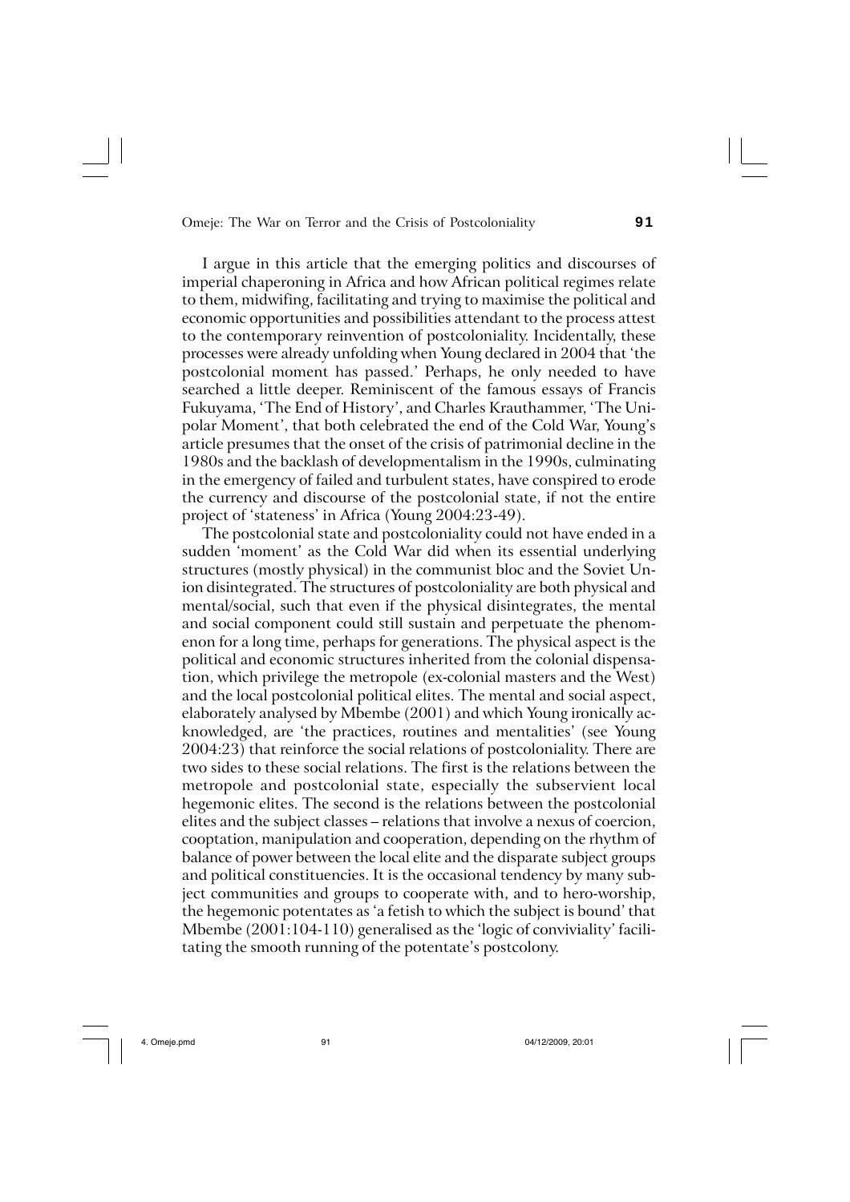I argue in this article that the emerging politics and discourses of imperial chaperoning in Africa and how African political regimes relate to them, midwifing, facilitating and trying to maximise the political and economic opportunities and possibilities attendant to the process attest to the contemporary reinvention of postcoloniality. Incidentally, these processes were already unfolding when Young declared in 2004 that 'the postcolonial moment has passed.' Perhaps, he only needed to have searched a little deeper. Reminiscent of the famous essays of Francis Fukuyama, 'The End of History', and Charles Krauthammer, 'The Unipolar Moment', that both celebrated the end of the Cold War, Young's article presumes that the onset of the crisis of patrimonial decline in the 1980s and the backlash of developmentalism in the 1990s, culminating in the emergency of failed and turbulent states, have conspired to erode the currency and discourse of the postcolonial state, if not the entire project of 'stateness' in Africa (Young 2004:23-49).

The postcolonial state and postcoloniality could not have ended in a sudden 'moment' as the Cold War did when its essential underlying structures (mostly physical) in the communist bloc and the Soviet Union disintegrated. The structures of postcoloniality are both physical and mental/social, such that even if the physical disintegrates, the mental and social component could still sustain and perpetuate the phenomenon for a long time, perhaps for generations. The physical aspect is the political and economic structures inherited from the colonial dispensation, which privilege the metropole (ex-colonial masters and the West) and the local postcolonial political elites. The mental and social aspect, elaborately analysed by Mbembe (2001) and which Young ironically acknowledged, are 'the practices, routines and mentalities' (see Young 2004:23) that reinforce the social relations of postcoloniality. There are two sides to these social relations. The first is the relations between the metropole and postcolonial state, especially the subservient local hegemonic elites. The second is the relations between the postcolonial elites and the subject classes – relations that involve a nexus of coercion, cooptation, manipulation and cooperation, depending on the rhythm of balance of power between the local elite and the disparate subject groups and political constituencies. It is the occasional tendency by many subject communities and groups to cooperate with, and to hero-worship, the hegemonic potentates as 'a fetish to which the subject is bound' that Mbembe (2001:104-110) generalised as the 'logic of conviviality' facilitating the smooth running of the potentate's postcolony.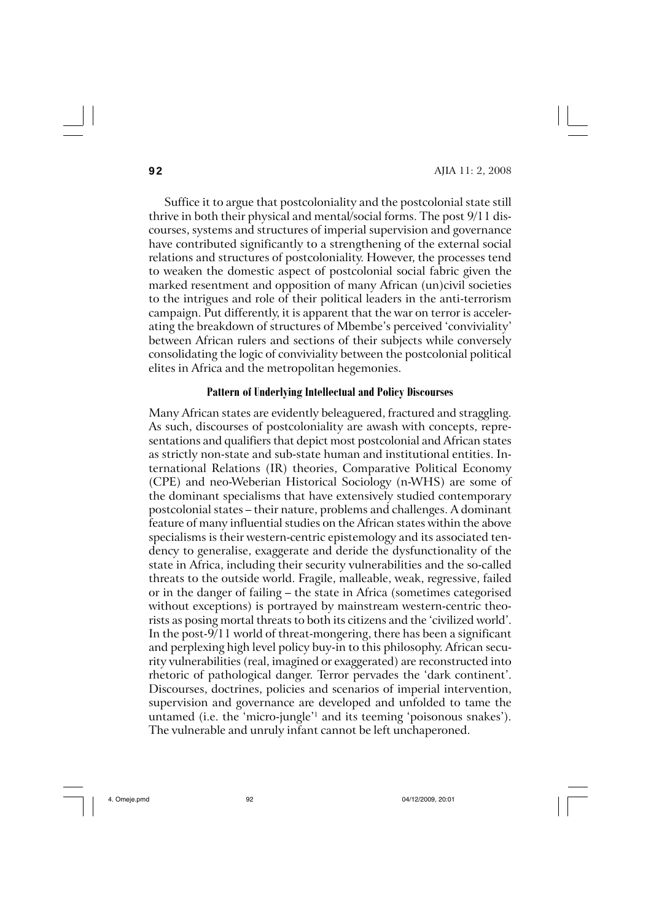Suffice it to argue that postcoloniality and the postcolonial state still thrive in both their physical and mental/social forms. The post 9/11 discourses, systems and structures of imperial supervision and governance have contributed significantly to a strengthening of the external social relations and structures of postcoloniality. However, the processes tend to weaken the domestic aspect of postcolonial social fabric given the marked resentment and opposition of many African (un)civil societies to the intrigues and role of their political leaders in the anti-terrorism campaign. Put differently, it is apparent that the war on terror is accelerating the breakdown of structures of Mbembe's perceived 'conviviality' between African rulers and sections of their subjects while conversely consolidating the logic of conviviality between the postcolonial political elites in Africa and the metropolitan hegemonies.

### Pattern of Underlying Intellectual and Policy Discourses

Many African states are evidently beleaguered, fractured and straggling. As such, discourses of postcoloniality are awash with concepts, representations and qualifiers that depict most postcolonial and African states as strictly non-state and sub-state human and institutional entities. International Relations (IR) theories, Comparative Political Economy (CPE) and neo-Weberian Historical Sociology (n-WHS) are some of the dominant specialisms that have extensively studied contemporary postcolonial states – their nature, problems and challenges. A dominant feature of many influential studies on the African states within the above specialisms is their western-centric epistemology and its associated tendency to generalise, exaggerate and deride the dysfunctionality of the state in Africa, including their security vulnerabilities and the so-called threats to the outside world. Fragile, malleable, weak, regressive, failed or in the danger of failing – the state in Africa (sometimes categorised without exceptions) is portrayed by mainstream western-centric theorists as posing mortal threats to both its citizens and the 'civilized world'. In the post-9/11 world of threat-mongering, there has been a significant and perplexing high level policy buy-in to this philosophy. African security vulnerabilities (real, imagined or exaggerated) are reconstructed into rhetoric of pathological danger. Terror pervades the 'dark continent'. Discourses, doctrines, policies and scenarios of imperial intervention, supervision and governance are developed and unfolded to tame the untamed (i.e. the 'micro-jungle'[1] and its teeming 'poisonous snakes'). The vulnerable and unruly infant cannot be left unchaperoned.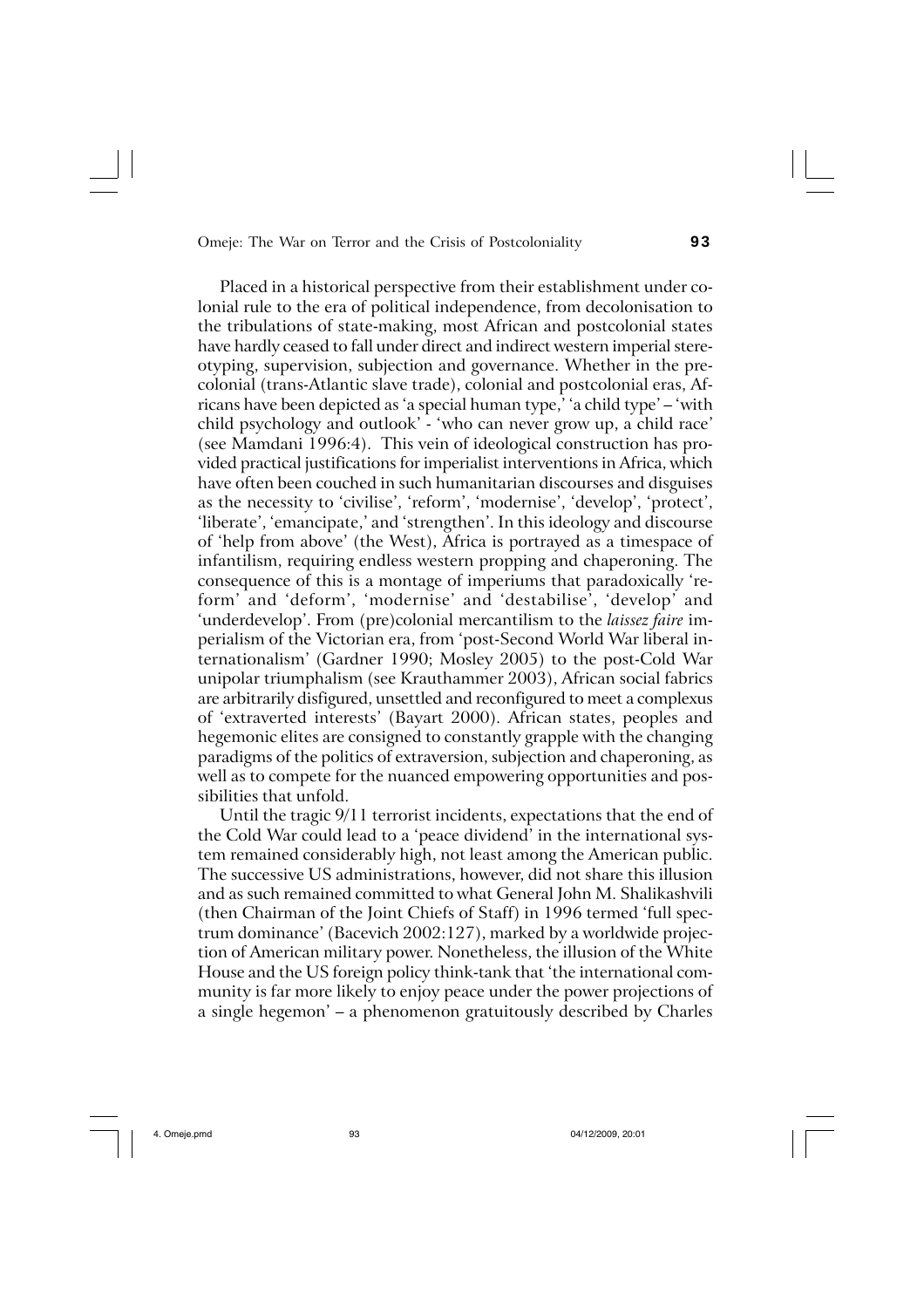Placed in a historical perspective from their establishment under colonial rule to the era of political independence, from decolonisation to the tribulations of state-making, most African and postcolonial states have hardly ceased to fall under direct and indirect western imperial stereotyping, supervision, subjection and governance. Whether in the precolonial (trans-Atlantic slave trade), colonial and postcolonial eras, Africans have been depicted as 'a special human type,' 'a child type' – 'with child psychology and outlook' - 'who can never grow up, a child race' (see Mamdani 1996:4). This vein of ideological construction has provided practical justifications for imperialist interventions in Africa, which have often been couched in such humanitarian discourses and disguises as the necessity to 'civilise', 'reform', 'modernise', 'develop', 'protect', 'liberate', 'emancipate,' and 'strengthen'. In this ideology and discourse of 'help from above' (the West), Africa is portrayed as a timespace of infantilism, requiring endless western propping and chaperoning. The consequence of this is a montage of imperiums that paradoxically 'reform' and 'deform', 'modernise' and 'destabilise', 'develop' and 'underdevelop'. From (pre)colonial mercantilism to the *laissez faire* imperialism of the Victorian era, from 'post-Second World War liberal internationalism' (Gardner 1990; Mosley 2005) to the post-Cold War unipolar triumphalism (see Krauthammer 2003), African social fabrics are arbitrarily disfigured, unsettled and reconfigured to meet a complexus of 'extraverted interests' (Bayart 2000). African states, peoples and hegemonic elites are consigned to constantly grapple with the changing paradigms of the politics of extraversion, subjection and chaperoning, as well as to compete for the nuanced empowering opportunities and possibilities that unfold.

Until the tragic 9/11 terrorist incidents, expectations that the end of the Cold War could lead to a 'peace dividend' in the international system remained considerably high, not least among the American public. The successive US administrations, however, did not share this illusion and as such remained committed to what General John M. Shalikashvili (then Chairman of the Joint Chiefs of Staff) in 1996 termed 'full spectrum dominance' (Bacevich 2002:127), marked by a worldwide projection of American military power. Nonetheless, the illusion of the White House and the US foreign policy think-tank that 'the international community is far more likely to enjoy peace under the power projections of a single hegemon' – a phenomenon gratuitously described by Charles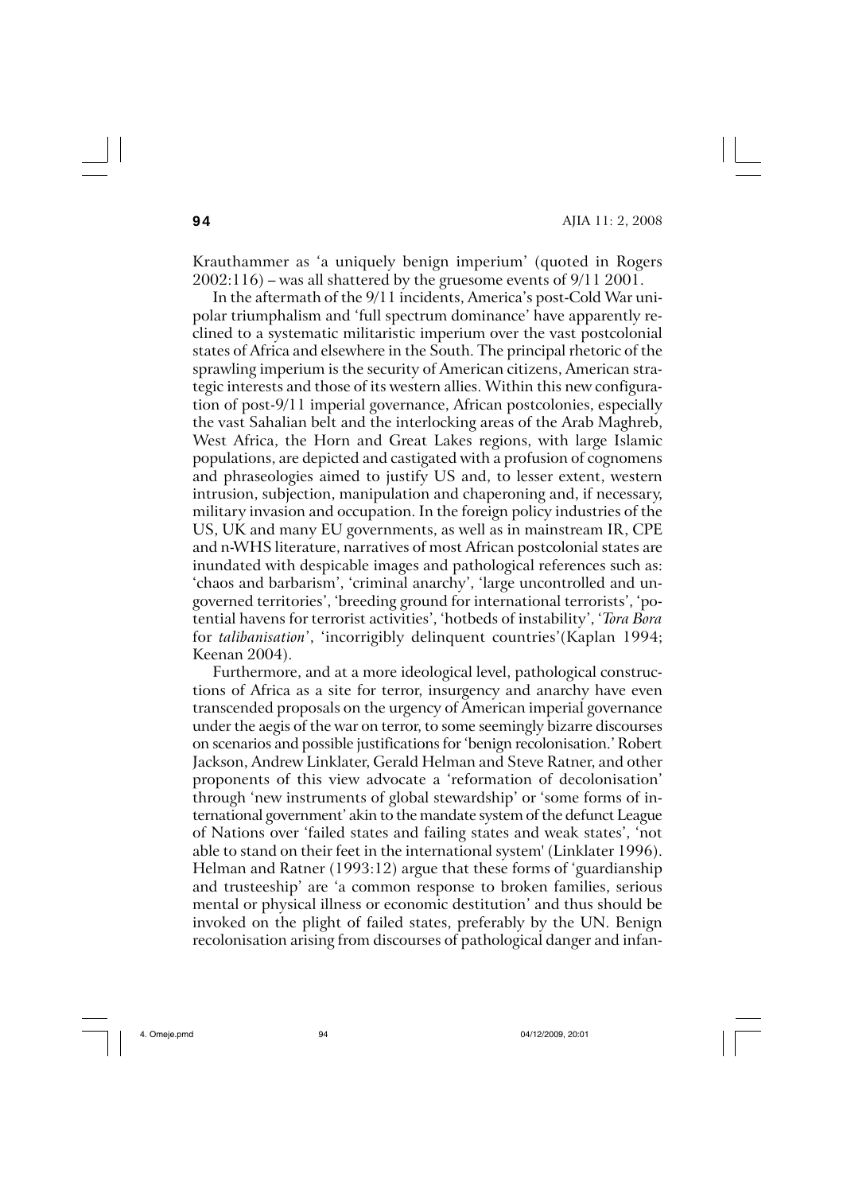Krauthammer as 'a uniquely benign imperium' (quoted in Rogers 2002:116) – was all shattered by the gruesome events of 9/11 2001.

In the aftermath of the 9/11 incidents, America's post-Cold War unipolar triumphalism and 'full spectrum dominance' have apparently reclined to a systematic militaristic imperium over the vast postcolonial states of Africa and elsewhere in the South. The principal rhetoric of the sprawling imperium is the security of American citizens, American strategic interests and those of its western allies. Within this new configuration of post-9/11 imperial governance, African postcolonies, especially the vast Sahalian belt and the interlocking areas of the Arab Maghreb, West Africa, the Horn and Great Lakes regions, with large Islamic populations, are depicted and castigated with a profusion of cognomens and phraseologies aimed to justify US and, to lesser extent, western intrusion, subjection, manipulation and chaperoning and, if necessary, military invasion and occupation. In the foreign policy industries of the US, UK and many EU governments, as well as in mainstream IR, CPE and n-WHS literature, narratives of most African postcolonial states are inundated with despicable images and pathological references such as: 'chaos and barbarism', 'criminal anarchy', 'large uncontrolled and ungoverned territories', 'breeding ground for international terrorists', 'potential havens for terrorist activities', 'hotbeds of instability', '*Tora Bora* for *talibanisation*', 'incorrigibly delinquent countries'(Kaplan 1994; Keenan 2004).

Furthermore, and at a more ideological level, pathological constructions of Africa as a site for terror, insurgency and anarchy have even transcended proposals on the urgency of American imperial governance under the aegis of the war on terror, to some seemingly bizarre discourses on scenarios and possible justifications for 'benign recolonisation.' Robert Jackson, Andrew Linklater, Gerald Helman and Steve Ratner, and other proponents of this view advocate a 'reformation of decolonisation' through 'new instruments of global stewardship' or 'some forms of international government' akin to the mandate system of the defunct League of Nations over 'failed states and failing states and weak states', 'not able to stand on their feet in the international system' (Linklater 1996). Helman and Ratner (1993:12) argue that these forms of 'guardianship and trusteeship' are 'a common response to broken families, serious mental or physical illness or economic destitution' and thus should be invoked on the plight of failed states, preferably by the UN. Benign recolonisation arising from discourses of pathological danger and infan-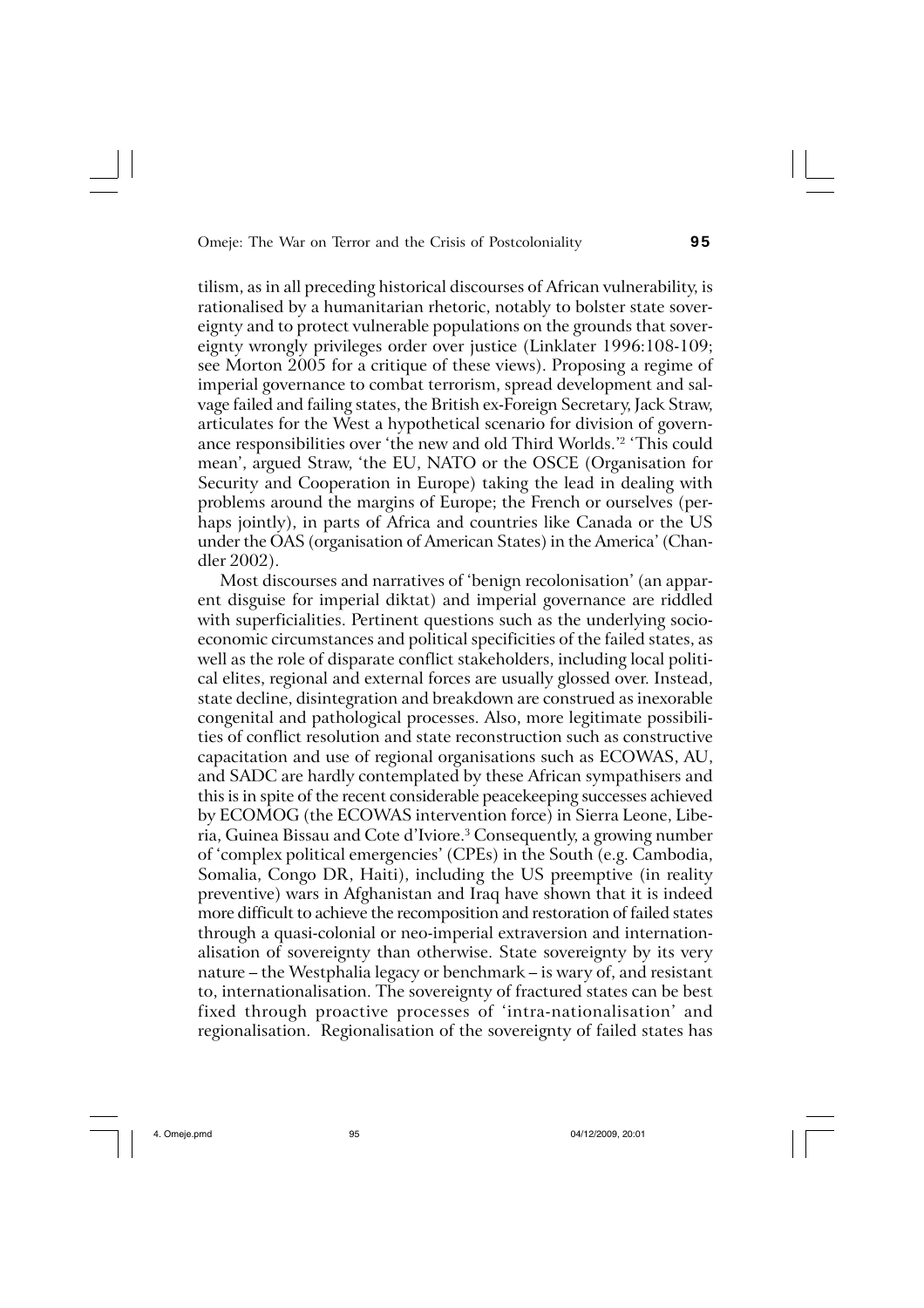tilism, as in all preceding historical discourses of African vulnerability, is rationalised by a humanitarian rhetoric, notably to bolster state sovereignty and to protect vulnerable populations on the grounds that sovereignty wrongly privileges order over justice (Linklater 1996:108-109; see Morton 2005 for a critique of these views). Proposing a regime of imperial governance to combat terrorism, spread development and salvage failed and failing states, the British ex-Foreign Secretary, Jack Straw, articulates for the West a hypothetical scenario for division of governance responsibilities over 'the new and old Third Worlds.'[2] 'This could mean', argued Straw, 'the EU, NATO or the OSCE (Organisation for Security and Cooperation in Europe) taking the lead in dealing with problems around the margins of Europe; the French or ourselves (perhaps jointly), in parts of Africa and countries like Canada or the US under the OAS (organisation of American States) in the America' (Chandler 2002).

Most discourses and narratives of 'benign recolonisation' (an apparent disguise for imperial diktat) and imperial governance are riddled with superficialities. Pertinent questions such as the underlying socioeconomic circumstances and political specificities of the failed states, as well as the role of disparate conflict stakeholders, including local political elites, regional and external forces are usually glossed over. Instead, state decline, disintegration and breakdown are construed as inexorable congenital and pathological processes. Also, more legitimate possibilities of conflict resolution and state reconstruction such as constructive capacitation and use of regional organisations such as ECOWAS, AU, and SADC are hardly contemplated by these African sympathisers and this is in spite of the recent considerable peacekeeping successes achieved by ECOMOG (the ECOWAS intervention force) in Sierra Leone, Liberia, Guinea Bissau and Cote d'Iviore.[3] Consequently, a growing number of 'complex political emergencies' (CPEs) in the South (e.g. Cambodia, Somalia, Congo DR, Haiti), including the US preemptive (in reality preventive) wars in Afghanistan and Iraq have shown that it is indeed more difficult to achieve the recomposition and restoration of failed states through a quasi-colonial or neo-imperial extraversion and internationalisation of sovereignty than otherwise. State sovereignty by its very nature – the Westphalia legacy or benchmark – is wary of, and resistant to, internationalisation. The sovereignty of fractured states can be best fixed through proactive processes of 'intra-nationalisation' and regionalisation. Regionalisation of the sovereignty of failed states has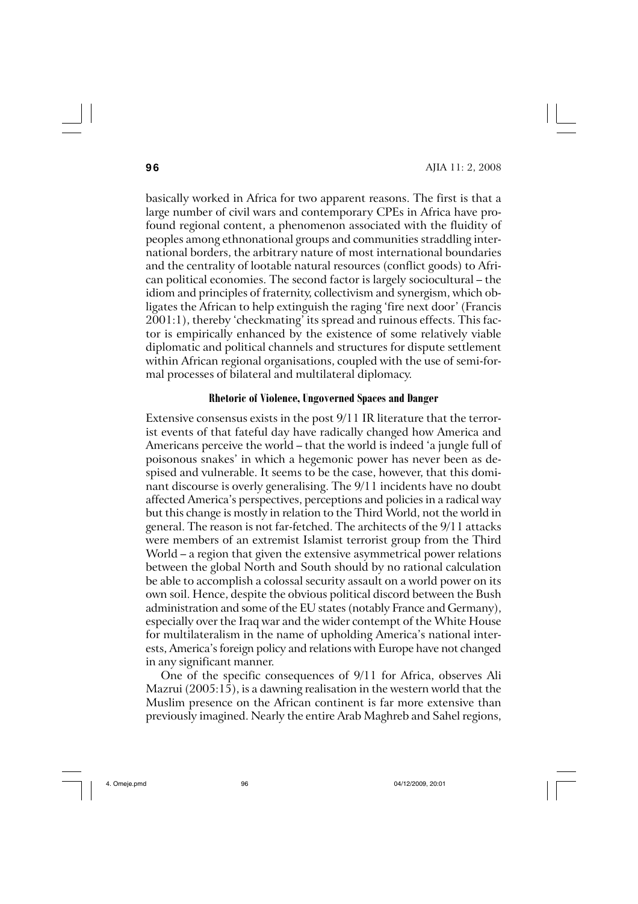basically worked in Africa for two apparent reasons. The first is that a large number of civil wars and contemporary CPEs in Africa have profound regional content, a phenomenon associated with the fluidity of peoples among ethnonational groups and communities straddling international borders, the arbitrary nature of most international boundaries and the centrality of lootable natural resources (conflict goods) to African political economies. The second factor is largely sociocultural – the idiom and principles of fraternity, collectivism and synergism, which obligates the African to help extinguish the raging 'fire next door' (Francis 2001:1), thereby 'checkmating' its spread and ruinous effects. This factor is empirically enhanced by the existence of some relatively viable diplomatic and political channels and structures for dispute settlement within African regional organisations, coupled with the use of semi-formal processes of bilateral and multilateral diplomacy.

### Rhetoric of Violence, Ungoverned Spaces and Danger

Extensive consensus exists in the post 9/11 IR literature that the terrorist events of that fateful day have radically changed how America and Americans perceive the world – that the world is indeed 'a jungle full of poisonous snakes' in which a hegemonic power has never been as despised and vulnerable. It seems to be the case, however, that this dominant discourse is overly generalising. The 9/11 incidents have no doubt affected America's perspectives, perceptions and policies in a radical way but this change is mostly in relation to the Third World, not the world in general. The reason is not far-fetched. The architects of the 9/11 attacks were members of an extremist Islamist terrorist group from the Third World – a region that given the extensive asymmetrical power relations between the global North and South should by no rational calculation be able to accomplish a colossal security assault on a world power on its own soil. Hence, despite the obvious political discord between the Bush administration and some of the EU states (notably France and Germany), especially over the Iraq war and the wider contempt of the White House for multilateralism in the name of upholding America's national interests, America's foreign policy and relations with Europe have not changed in any significant manner.

One of the specific consequences of 9/11 for Africa, observes Ali Mazrui (2005:15), is a dawning realisation in the western world that the Muslim presence on the African continent is far more extensive than previously imagined. Nearly the entire Arab Maghreb and Sahel regions,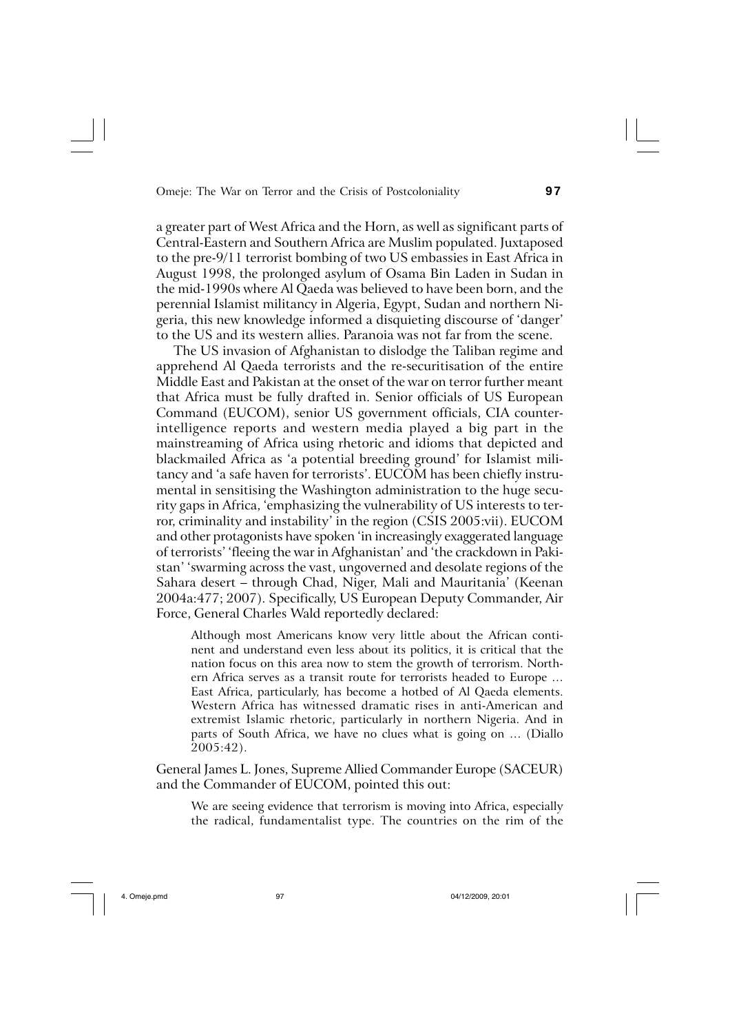a greater part of West Africa and the Horn, as well as significant parts of Central-Eastern and Southern Africa are Muslim populated. Juxtaposed to the pre-9/11 terrorist bombing of two US embassies in East Africa in August 1998, the prolonged asylum of Osama Bin Laden in Sudan in the mid-1990s where Al Qaeda was believed to have been born, and the perennial Islamist militancy in Algeria, Egypt, Sudan and northern Nigeria, this new knowledge informed a disquieting discourse of 'danger' to the US and its western allies. Paranoia was not far from the scene.

The US invasion of Afghanistan to dislodge the Taliban regime and apprehend Al Qaeda terrorists and the re-securitisation of the entire Middle East and Pakistan at the onset of the war on terror further meant that Africa must be fully drafted in. Senior officials of US European Command (EUCOM), senior US government officials, CIA counter-intelligence reports and western media played a big part in the mainstreaming of Africa using rhetoric and idioms that depicted and blackmailed Africa as 'a potential breeding ground' for Islamist militancy and 'a safe haven for terrorists'. EUCOM has been chiefly instrumental in sensitising the Washington administration to the huge security gaps in Africa, 'emphasizing the vulnerability of US interests to terror, criminality and instability' in the region (CSIS 2005:vii). EUCOM and other protagonists have spoken 'in increasingly exaggerated language of terrorists' 'fleeing the war in Afghanistan' and 'the crackdown in Pakistan' 'swarming across the vast, ungoverned and desolate regions of the Sahara desert – through Chad, Niger, Mali and Mauritania' (Keenan 2004a:477; 2007). Specifically, US European Deputy Commander, Air Force, General Charles Wald reportedly declared:

> Although most Americans know very little about the African continent and understand even less about its politics, it is critical that the nation focus on this area now to stem the growth of terrorism. Northern Africa serves as a transit route for terrorists headed to Europe … East Africa, particularly, has become a hotbed of Al Qaeda elements. Western Africa has witnessed dramatic rises in anti-American and extremist Islamic rhetoric, particularly in northern Nigeria. And in parts of South Africa, we have no clues what is going on … (Diallo 2005:42).

General James L. Jones, Supreme Allied Commander Europe (SACEUR) and the Commander of EUCOM, pointed this out:

> We are seeing evidence that terrorism is moving into Africa, especially the radical, fundamentalist type. The countries on the rim of the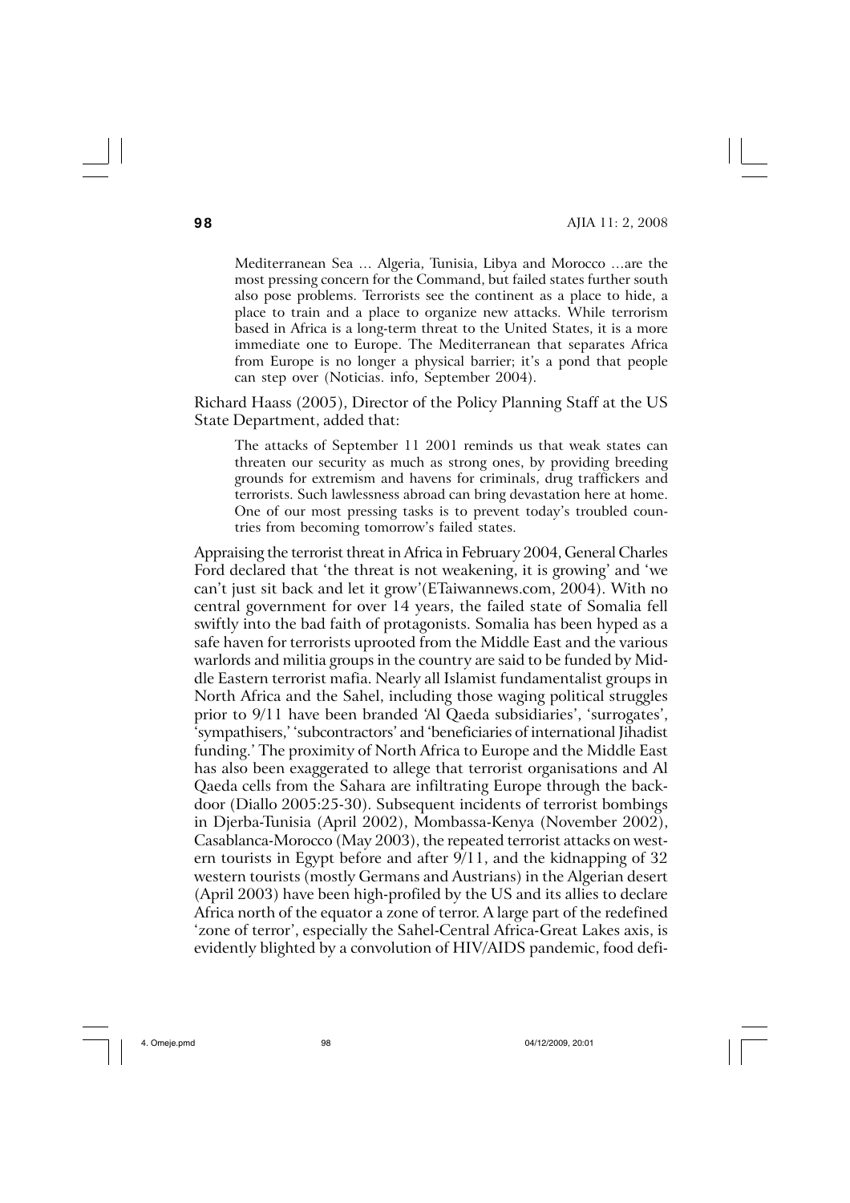> Mediterranean Sea … Algeria, Tunisia, Libya and Morocco …are the most pressing concern for the Command, but failed states further south also pose problems. Terrorists see the continent as a place to hide, a place to train and a place to organize new attacks. While terrorism based in Africa is a long-term threat to the United States, it is a more immediate one to Europe. The Mediterranean that separates Africa from Europe is no longer a physical barrier; it's a pond that people can step over (Noticias. info, September 2004).

Richard Haass (2005), Director of the Policy Planning Staff at the US State Department, added that:

> The attacks of September 11 2001 reminds us that weak states can threaten our security as much as strong ones, by providing breeding grounds for extremism and havens for criminals, drug traffickers and terrorists. Such lawlessness abroad can bring devastation here at home. One of our most pressing tasks is to prevent today's troubled countries from becoming tomorrow's failed states.

Appraising the terrorist threat in Africa in February 2004, General Charles Ford declared that 'the threat is not weakening, it is growing' and 'we can't just sit back and let it grow'(ETaiwannews.com, 2004). With no central government for over 14 years, the failed state of Somalia fell swiftly into the bad faith of protagonists. Somalia has been hyped as a safe haven for terrorists uprooted from the Middle East and the various warlords and militia groups in the country are said to be funded by Middle Eastern terrorist mafia. Nearly all Islamist fundamentalist groups in North Africa and the Sahel, including those waging political struggles prior to 9/11 have been branded 'Al Qaeda subsidiaries', 'surrogates', 'sympathisers,' 'subcontractors' and 'beneficiaries of international Jihadist funding.' The proximity of North Africa to Europe and the Middle East has also been exaggerated to allege that terrorist organisations and Al Qaeda cells from the Sahara are infiltrating Europe through the backdoor (Diallo 2005:25-30). Subsequent incidents of terrorist bombings in Djerba-Tunisia (April 2002), Mombassa-Kenya (November 2002), Casablanca-Morocco (May 2003), the repeated terrorist attacks on western tourists in Egypt before and after 9/11, and the kidnapping of 32 western tourists (mostly Germans and Austrians) in the Algerian desert (April 2003) have been high-profiled by the US and its allies to declare Africa north of the equator a zone of terror. A large part of the redefined 'zone of terror', especially the Sahel-Central Africa-Great Lakes axis, is evidently blighted by a convolution of HIV/AIDS pandemic, food defi-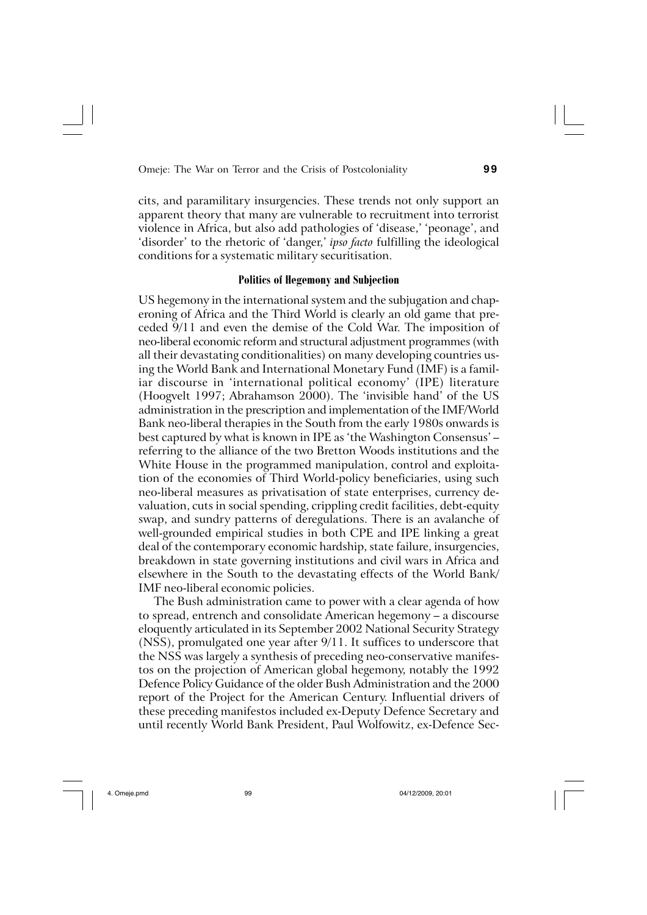cits, and paramilitary insurgencies. These trends not only support an apparent theory that many are vulnerable to recruitment into terrorist violence in Africa, but also add pathologies of 'disease,' 'peonage', and 'disorder' to the rhetoric of 'danger,' *ipso facto* fulfilling the ideological conditions for a systematic military securitisation.

### Politics of Hegemony and Subjection

US hegemony in the international system and the subjugation and chaperoning of Africa and the Third World is clearly an old game that preceded 9/11 and even the demise of the Cold War. The imposition of neo-liberal economic reform and structural adjustment programmes (with all their devastating conditionalities) on many developing countries using the World Bank and International Monetary Fund (IMF) is a familiar discourse in 'international political economy' (IPE) literature (Hoogvelt 1997; Abrahamson 2000). The 'invisible hand' of the US administration in the prescription and implementation of the IMF/World Bank neo-liberal therapies in the South from the early 1980s onwards is best captured by what is known in IPE as 'the Washington Consensus' – referring to the alliance of the two Bretton Woods institutions and the White House in the programmed manipulation, control and exploitation of the economies of Third World-policy beneficiaries, using such neo-liberal measures as privatisation of state enterprises, currency devaluation, cuts in social spending, crippling credit facilities, debt-equity swap, and sundry patterns of deregulations. There is an avalanche of well-grounded empirical studies in both CPE and IPE linking a great deal of the contemporary economic hardship, state failure, insurgencies, breakdown in state governing institutions and civil wars in Africa and elsewhere in the South to the devastating effects of the World Bank/IMF neo-liberal economic policies.

The Bush administration came to power with a clear agenda of how to spread, entrench and consolidate American hegemony – a discourse eloquently articulated in its September 2002 National Security Strategy (NSS), promulgated one year after 9/11. It suffices to underscore that the NSS was largely a synthesis of preceding neo-conservative manifestos on the projection of American global hegemony, notably the 1992 Defence Policy Guidance of the older Bush Administration and the 2000 report of the Project for the American Century. Influential drivers of these preceding manifestos included ex-Deputy Defence Secretary and until recently World Bank President, Paul Wolfowitz, ex-Defence Sec-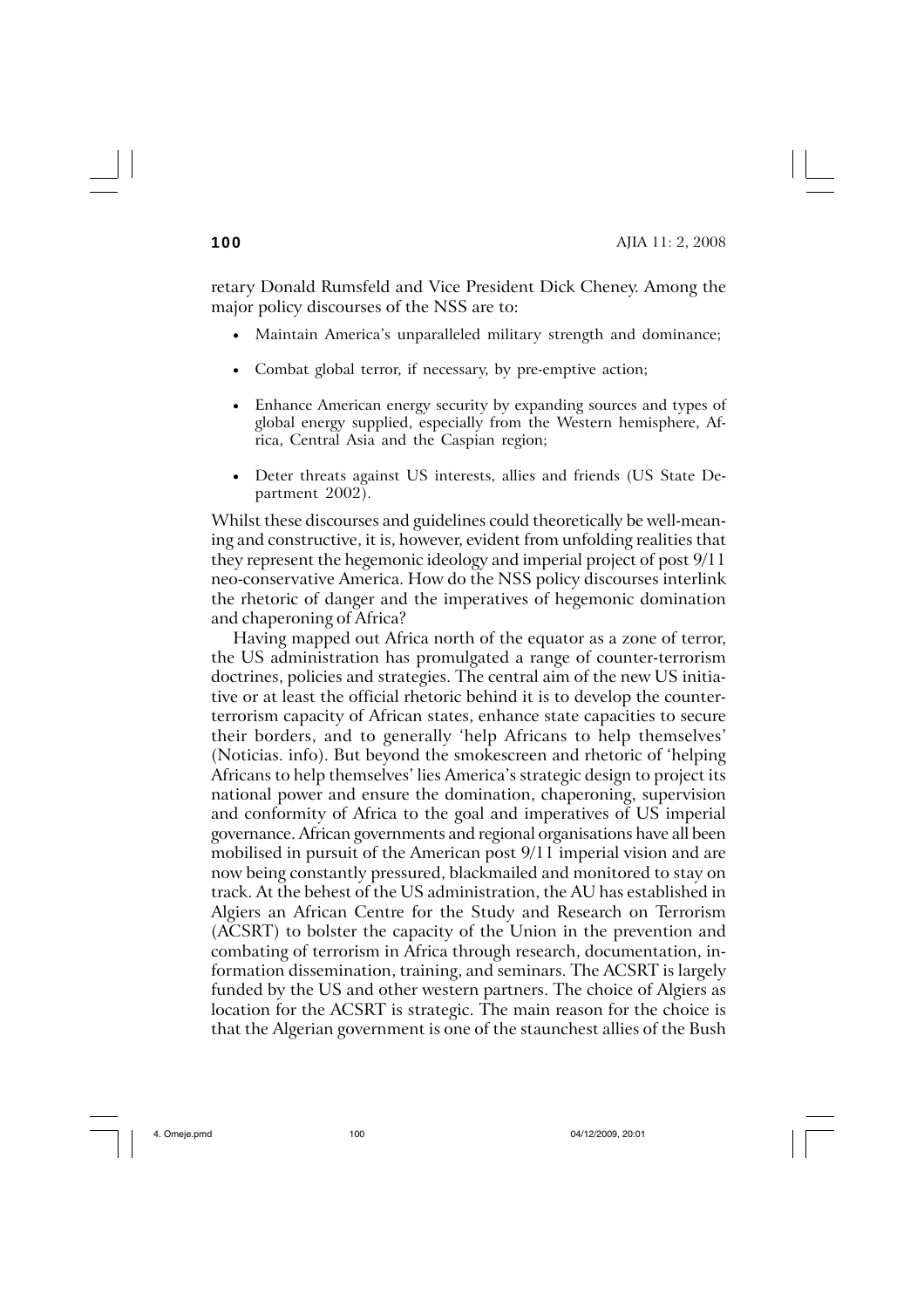retary Donald Rumsfeld and Vice President Dick Cheney. Among the major policy discourses of the NSS are to:

- Maintain America's unparalleled military strength and dominance;
- Combat global terror, if necessary, by pre-emptive action;
- Enhance American energy security by expanding sources and types of global energy supplied, especially from the Western hemisphere, Africa, Central Asia and the Caspian region;
- Deter threats against US interests, allies and friends (US State Department 2002).

Whilst these discourses and guidelines could theoretically be well-meaning and constructive, it is, however, evident from unfolding realities that they represent the hegemonic ideology and imperial project of post 9/11 neo-conservative America. How do the NSS policy discourses interlink the rhetoric of danger and the imperatives of hegemonic domination and chaperoning of Africa?

Having mapped out Africa north of the equator as a zone of terror, the US administration has promulgated a range of counter-terrorism doctrines, policies and strategies. The central aim of the new US initiative or at least the official rhetoric behind it is to develop the counter-terrorism capacity of African states, enhance state capacities to secure their borders, and to generally 'help Africans to help themselves' (Noticias. info). But beyond the smokescreen and rhetoric of 'helping Africans to help themselves' lies America's strategic design to project its national power and ensure the domination, chaperoning, supervision and conformity of Africa to the goal and imperatives of US imperial governance. African governments and regional organisations have all been mobilised in pursuit of the American post 9/11 imperial vision and are now being constantly pressured, blackmailed and monitored to stay on track. At the behest of the US administration, the AU has established in Algiers an African Centre for the Study and Research on Terrorism (ACSRT) to bolster the capacity of the Union in the prevention and combating of terrorism in Africa through research, documentation, information dissemination, training, and seminars. The ACSRT is largely funded by the US and other western partners. The choice of Algiers as location for the ACSRT is strategic. The main reason for the choice is that the Algerian government is one of the staunchest allies of the Bush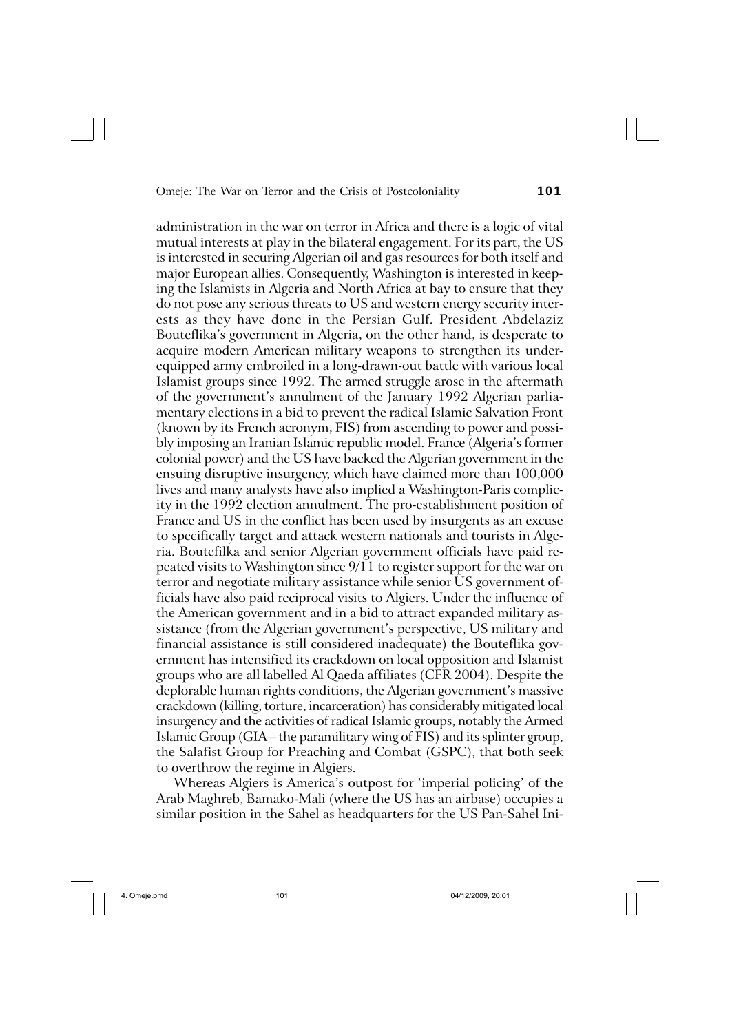administration in the war on terror in Africa and there is a logic of vital mutual interests at play in the bilateral engagement. For its part, the US is interested in securing Algerian oil and gas resources for both itself and major European allies. Consequently, Washington is interested in keeping the Islamists in Algeria and North Africa at bay to ensure that they do not pose any serious threats to US and western energy security interests as they have done in the Persian Gulf. President Abdelaziz Bouteflika's government in Algeria, on the other hand, is desperate to acquire modern American military weapons to strengthen its under-equipped army embroiled in a long-drawn-out battle with various local Islamist groups since 1992. The armed struggle arose in the aftermath of the government's annulment of the January 1992 Algerian parliamentary elections in a bid to prevent the radical Islamic Salvation Front (known by its French acronym, FIS) from ascending to power and possibly imposing an Iranian Islamic republic model. France (Algeria's former colonial power) and the US have backed the Algerian government in the ensuing disruptive insurgency, which have claimed more than 100,000 lives and many analysts have also implied a Washington-Paris complicity in the 1992 election annulment. The pro-establishment position of France and US in the conflict has been used by insurgents as an excuse to specifically target and attack western nationals and tourists in Algeria. Boutefilka and senior Algerian government officials have paid repeated visits to Washington since 9/11 to register support for the war on terror and negotiate military assistance while senior US government officials have also paid reciprocal visits to Algiers. Under the influence of the American government and in a bid to attract expanded military assistance (from the Algerian government's perspective, US military and financial assistance is still considered inadequate) the Bouteflika government has intensified its crackdown on local opposition and Islamist groups who are all labelled Al Qaeda affiliates (CFR 2004). Despite the deplorable human rights conditions, the Algerian government's massive crackdown (killing, torture, incarceration) has considerably mitigated local insurgency and the activities of radical Islamic groups, notably the Armed Islamic Group (GIA – the paramilitary wing of FIS) and its splinter group, the Salafist Group for Preaching and Combat (GSPC), that both seek to overthrow the regime in Algiers.

Whereas Algiers is America's outpost for 'imperial policing' of the Arab Maghreb, Bamako-Mali (where the US has an airbase) occupies a similar position in the Sahel as headquarters for the US Pan-Sahel Ini-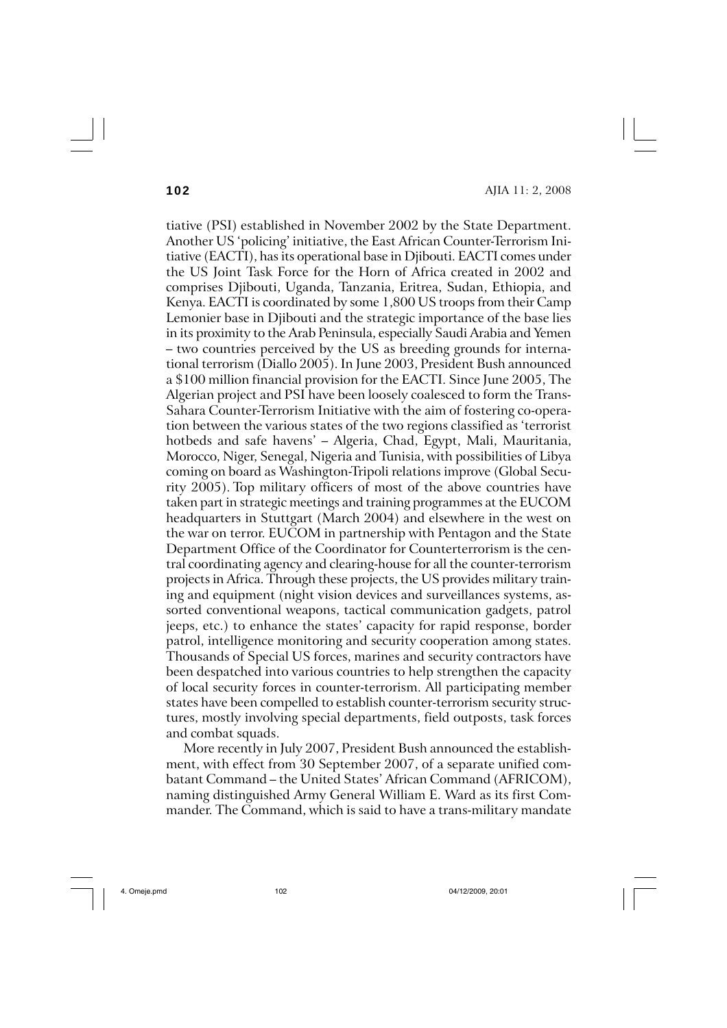tiative (PSI) established in November 2002 by the State Department. Another US 'policing' initiative, the East African Counter-Terrorism Initiative (EACTI), has its operational base in Djibouti. EACTI comes under the US Joint Task Force for the Horn of Africa created in 2002 and comprises Djibouti, Uganda, Tanzania, Eritrea, Sudan, Ethiopia, and Kenya. EACTI is coordinated by some 1,800 US troops from their Camp Lemonier base in Djibouti and the strategic importance of the base lies in its proximity to the Arab Peninsula, especially Saudi Arabia and Yemen – two countries perceived by the US as breeding grounds for international terrorism (Diallo 2005). In June 2003, President Bush announced a $100 million financial provision for the EACTI. Since June 2005, The Algerian project and PSI have been loosely coalesced to form the Trans-Sahara Counter-Terrorism Initiative with the aim of fostering co-operation between the various states of the two regions classified as 'terrorist hotbeds and safe havens' – Algeria, Chad, Egypt, Mali, Mauritania, Morocco, Niger, Senegal, Nigeria and Tunisia, with possibilities of Libya coming on board as Washington-Tripoli relations improve (Global Security 2005). Top military officers of most of the above countries have taken part in strategic meetings and training programmes at the EUCOM headquarters in Stuttgart (March 2004) and elsewhere in the west on the war on terror. EUCOM in partnership with Pentagon and the State Department Office of the Coordinator for Counterterrorism is the central coordinating agency and clearing-house for all the counter-terrorism projects in Africa. Through these projects, the US provides military training and equipment (night vision devices and surveillances systems, assorted conventional weapons, tactical communication gadgets, patrol jeeps, etc.) to enhance the states' capacity for rapid response, border patrol, intelligence monitoring and security cooperation among states. Thousands of Special US forces, marines and security contractors have been despatched into various countries to help strengthen the capacity of local security forces in counter-terrorism. All participating member states have been compelled to establish counter-terrorism security structures, mostly involving special departments, field outposts, task forces and combat squads.

More recently in July 2007, President Bush announced the establishment, with effect from 30 September 2007, of a separate unified combatant Command – the United States' African Command (AFRICOM), naming distinguished Army General William E. Ward as its first Commander. The Command, which is said to have a trans-military mandate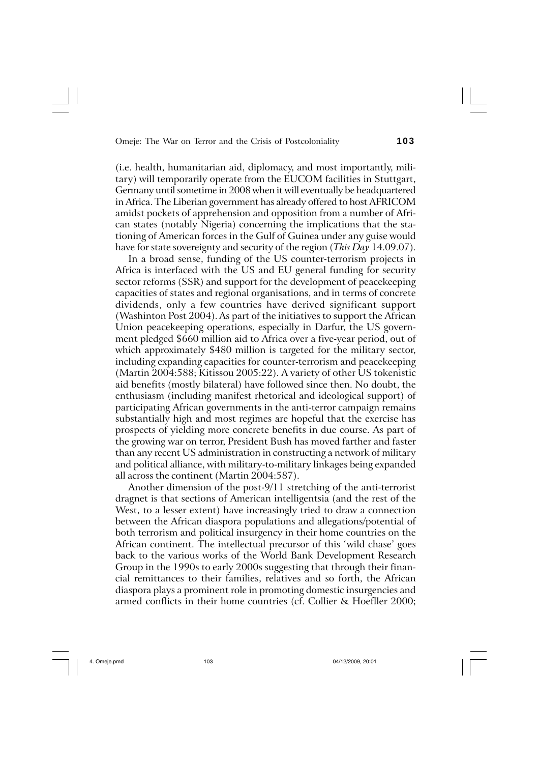(i.e. health, humanitarian aid, diplomacy, and most importantly, military) will temporarily operate from the EUCOM facilities in Stuttgart, Germany until sometime in 2008 when it will eventually be headquartered in Africa. The Liberian government has already offered to host AFRICOM amidst pockets of apprehension and opposition from a number of African states (notably Nigeria) concerning the implications that the stationing of American forces in the Gulf of Guinea under any guise would have for state sovereignty and security of the region (*This Day* 14.09.07).

In a broad sense, funding of the US counter-terrorism projects in Africa is interfaced with the US and EU general funding for security sector reforms (SSR) and support for the development of peacekeeping capacities of states and regional organisations, and in terms of concrete dividends, only a few countries have derived significant support (Washinton Post 2004). As part of the initiatives to support the African Union peacekeeping operations, especially in Darfur, the US government pledged $660 million aid to Africa over a five-year period, out of which approximately $480 million is targeted for the military sector, including expanding capacities for counter-terrorism and peacekeeping (Martin 2004:588; Kitissou 2005:22). A variety of other US tokenistic aid benefits (mostly bilateral) have followed since then. No doubt, the enthusiasm (including manifest rhetorical and ideological support) of participating African governments in the anti-terror campaign remains substantially high and most regimes are hopeful that the exercise has prospects of yielding more concrete benefits in due course. As part of the growing war on terror, President Bush has moved farther and faster than any recent US administration in constructing a network of military and political alliance, with military-to-military linkages being expanded all across the continent (Martin 2004:587).

Another dimension of the post-9/11 stretching of the anti-terrorist dragnet is that sections of American intelligentsia (and the rest of the West, to a lesser extent) have increasingly tried to draw a connection between the African diaspora populations and allegations/potential of both terrorism and political insurgency in their home countries on the African continent. The intellectual precursor of this 'wild chase' goes back to the various works of the World Bank Development Research Group in the 1990s to early 2000s suggesting that through their financial remittances to their families, relatives and so forth, the African diaspora plays a prominent role in promoting domestic insurgencies and armed conflicts in their home countries (cf. Collier & Hoefller 2000;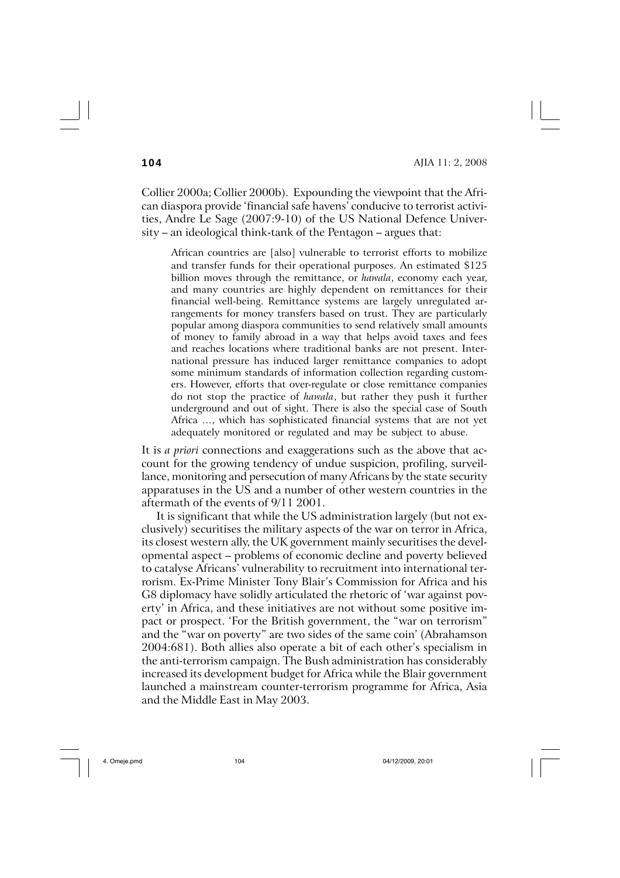Collier 2000a; Collier 2000b). Expounding the viewpoint that the African diaspora provide 'financial safe havens' conducive to terrorist activities, Andre Le Sage (2007:9-10) of the US National Defence University – an ideological think-tank of the Pentagon – argues that:

> African countries are [also] vulnerable to terrorist efforts to mobilize and transfer funds for their operational purposes. An estimated $125 billion moves through the remittance, or *hawala*, economy each year, and many countries are highly dependent on remittances for their financial well-being. Remittance systems are largely unregulated arrangements for money transfers based on trust. They are particularly popular among diaspora communities to send relatively small amounts of money to family abroad in a way that helps avoid taxes and fees and reaches locations where traditional banks are not present. International pressure has induced larger remittance companies to adopt some minimum standards of information collection regarding customers. However, efforts that over-regulate or close remittance companies do not stop the practice of *hawala*, but rather they push it further underground and out of sight. There is also the special case of South Africa …, which has sophisticated financial systems that are not yet adequately monitored or regulated and may be subject to abuse.

It is *a priori* connections and exaggerations such as the above that account for the growing tendency of undue suspicion, profiling, surveillance, monitoring and persecution of many Africans by the state security apparatuses in the US and a number of other western countries in the aftermath of the events of 9/11 2001.

It is significant that while the US administration largely (but not exclusively) securitises the military aspects of the war on terror in Africa, its closest western ally, the UK government mainly securitises the developmental aspect – problems of economic decline and poverty believed to catalyse Africans' vulnerability to recruitment into international terrorism. Ex-Prime Minister Tony Blair's Commission for Africa and his G8 diplomacy have solidly articulated the rhetoric of 'war against poverty' in Africa, and these initiatives are not without some positive impact or prospect. 'For the British government, the "war on terrorism" and the "war on poverty" are two sides of the same coin' (Abrahamson 2004:681). Both allies also operate a bit of each other's specialism in the anti-terrorism campaign. The Bush administration has considerably increased its development budget for Africa while the Blair government launched a mainstream counter-terrorism programme for Africa, Asia and the Middle East in May 2003.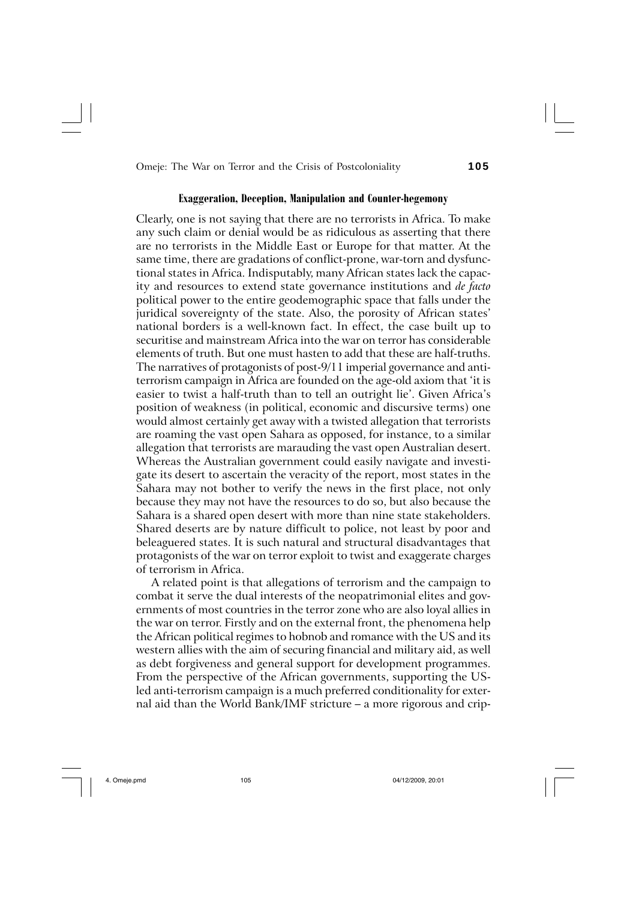### Exaggeration, Deception, Manipulation and Counter-hegemony

Clearly, one is not saying that there are no terrorists in Africa. To make any such claim or denial would be as ridiculous as asserting that there are no terrorists in the Middle East or Europe for that matter. At the same time, there are gradations of conflict-prone, war-torn and dysfunctional states in Africa. Indisputably, many African states lack the capacity and resources to extend state governance institutions and *de facto* political power to the entire geodemographic space that falls under the juridical sovereignty of the state. Also, the porosity of African states' national borders is a well-known fact. In effect, the case built up to securitise and mainstream Africa into the war on terror has considerable elements of truth. But one must hasten to add that these are half-truths. The narratives of protagonists of post-9/11 imperial governance and anti-terrorism campaign in Africa are founded on the age-old axiom that 'it is easier to twist a half-truth than to tell an outright lie'. Given Africa's position of weakness (in political, economic and discursive terms) one would almost certainly get away with a twisted allegation that terrorists are roaming the vast open Sahara as opposed, for instance, to a similar allegation that terrorists are marauding the vast open Australian desert. Whereas the Australian government could easily navigate and investigate its desert to ascertain the veracity of the report, most states in the Sahara may not bother to verify the news in the first place, not only because they may not have the resources to do so, but also because the Sahara is a shared open desert with more than nine state stakeholders. Shared deserts are by nature difficult to police, not least by poor and beleaguered states. It is such natural and structural disadvantages that protagonists of the war on terror exploit to twist and exaggerate charges of terrorism in Africa.

A related point is that allegations of terrorism and the campaign to combat it serve the dual interests of the neopatrimonial elites and governments of most countries in the terror zone who are also loyal allies in the war on terror. Firstly and on the external front, the phenomena help the African political regimes to hobnob and romance with the US and its western allies with the aim of securing financial and military aid, as well as debt forgiveness and general support for development programmes. From the perspective of the African governments, supporting the US-led anti-terrorism campaign is a much preferred conditionality for external aid than the World Bank/IMF stricture – a more rigorous and crip-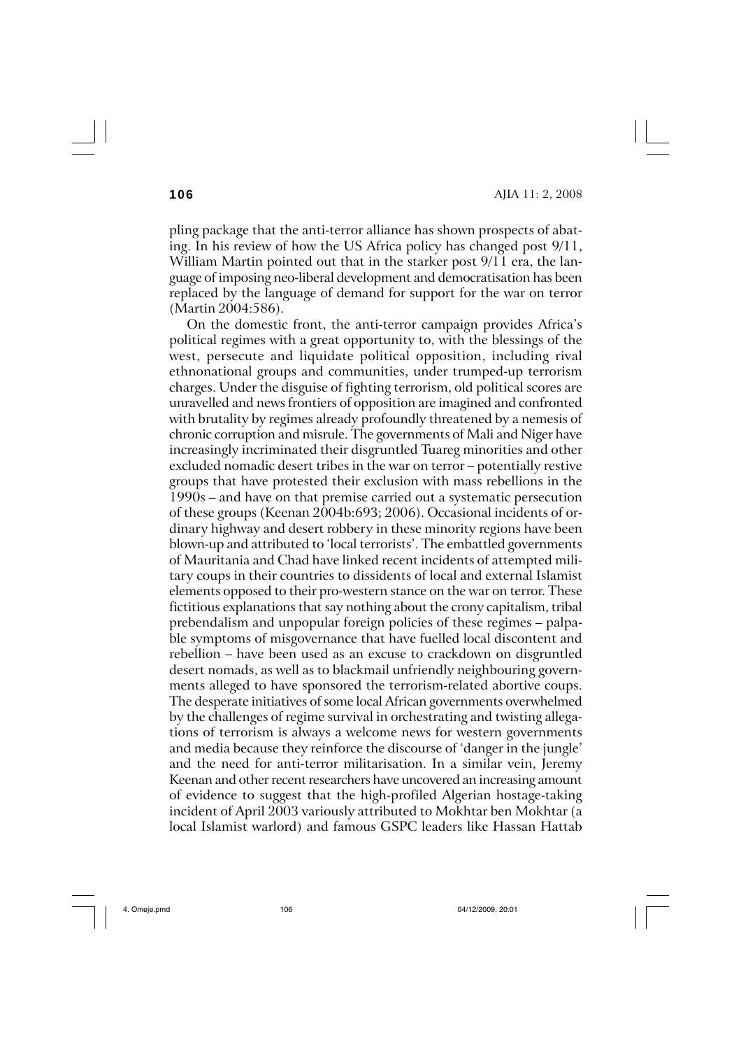pling package that the anti-terror alliance has shown prospects of abating. In his review of how the US Africa policy has changed post 9/11, William Martin pointed out that in the starker post 9/11 era, the language of imposing neo-liberal development and democratisation has been replaced by the language of demand for support for the war on terror (Martin 2004:586).

On the domestic front, the anti-terror campaign provides Africa's political regimes with a great opportunity to, with the blessings of the west, persecute and liquidate political opposition, including rival ethnonational groups and communities, under trumped-up terrorism charges. Under the disguise of fighting terrorism, old political scores are unravelled and news frontiers of opposition are imagined and confronted with brutality by regimes already profoundly threatened by a nemesis of chronic corruption and misrule. The governments of Mali and Niger have increasingly incriminated their disgruntled Tuareg minorities and other excluded nomadic desert tribes in the war on terror – potentially restive groups that have protested their exclusion with mass rebellions in the 1990s – and have on that premise carried out a systematic persecution of these groups (Keenan 2004b:693; 2006). Occasional incidents of ordinary highway and desert robbery in these minority regions have been blown-up and attributed to 'local terrorists'. The embattled governments of Mauritania and Chad have linked recent incidents of attempted military coups in their countries to dissidents of local and external Islamist elements opposed to their pro-western stance on the war on terror. These fictitious explanations that say nothing about the crony capitalism, tribal prebendalism and unpopular foreign policies of these regimes – palpable symptoms of misgovernance that have fuelled local discontent and rebellion – have been used as an excuse to crackdown on disgruntled desert nomads, as well as to blackmail unfriendly neighbouring governments alleged to have sponsored the terrorism-related abortive coups. The desperate initiatives of some local African governments overwhelmed by the challenges of regime survival in orchestrating and twisting allegations of terrorism is always a welcome news for western governments and media because they reinforce the discourse of 'danger in the jungle' and the need for anti-terror militarisation. In a similar vein, Jeremy Keenan and other recent researchers have uncovered an increasing amount of evidence to suggest that the high-profiled Algerian hostage-taking incident of April 2003 variously attributed to Mokhtar ben Mokhtar (a local Islamist warlord) and famous GSPC leaders like Hassan Hattab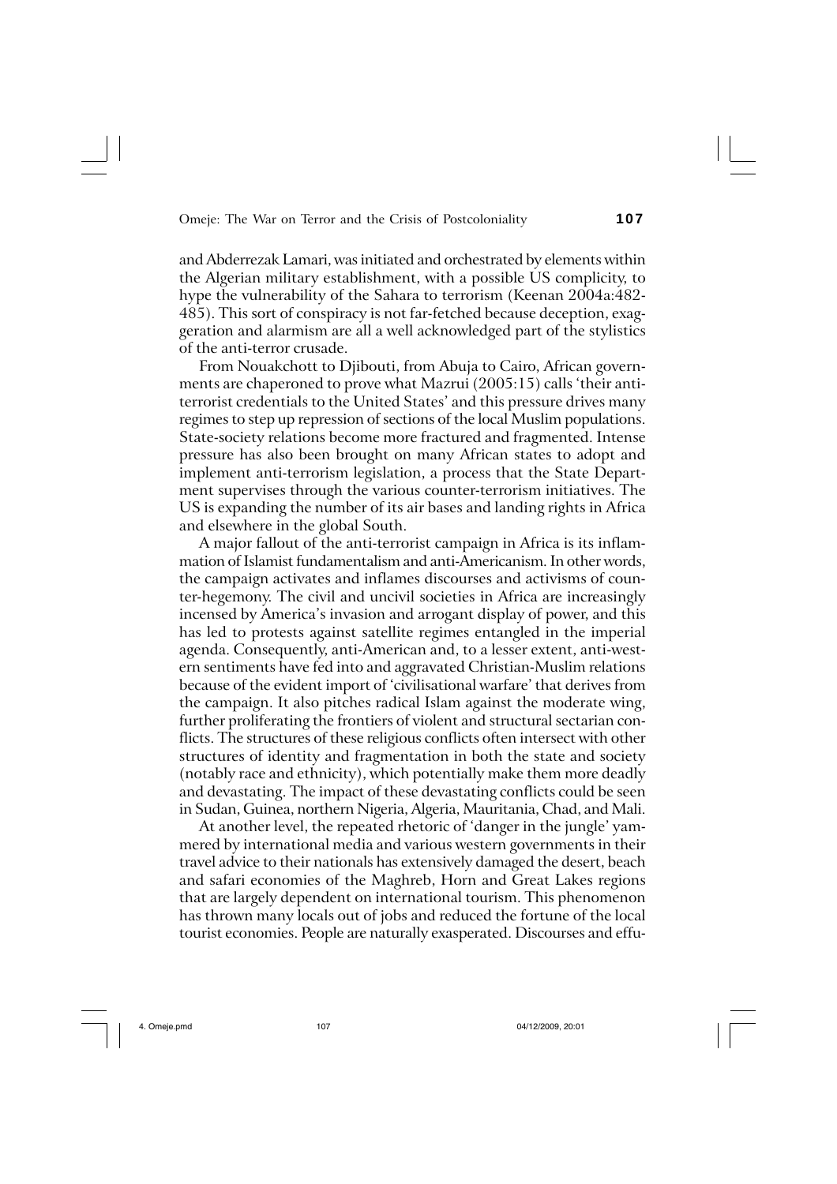and Abderrezak Lamari, was initiated and orchestrated by elements within the Algerian military establishment, with a possible US complicity, to hype the vulnerability of the Sahara to terrorism (Keenan 2004a:482-485). This sort of conspiracy is not far-fetched because deception, exaggeration and alarmism are all a well acknowledged part of the stylistics of the anti-terror crusade.

From Nouakchott to Djibouti, from Abuja to Cairo, African governments are chaperoned to prove what Mazrui (2005:15) calls 'their anti-terrorist credentials to the United States' and this pressure drives many regimes to step up repression of sections of the local Muslim populations. State-society relations become more fractured and fragmented. Intense pressure has also been brought on many African states to adopt and implement anti-terrorism legislation, a process that the State Department supervises through the various counter-terrorism initiatives. The US is expanding the number of its air bases and landing rights in Africa and elsewhere in the global South.

A major fallout of the anti-terrorist campaign in Africa is its inflammation of Islamist fundamentalism and anti-Americanism. In other words, the campaign activates and inflames discourses and activisms of counter-hegemony. The civil and uncivil societies in Africa are increasingly incensed by America's invasion and arrogant display of power, and this has led to protests against satellite regimes entangled in the imperial agenda. Consequently, anti-American and, to a lesser extent, anti-western sentiments have fed into and aggravated Christian-Muslim relations because of the evident import of 'civilisational warfare' that derives from the campaign. It also pitches radical Islam against the moderate wing, further proliferating the frontiers of violent and structural sectarian conflicts. The structures of these religious conflicts often intersect with other structures of identity and fragmentation in both the state and society (notably race and ethnicity), which potentially make them more deadly and devastating. The impact of these devastating conflicts could be seen in Sudan, Guinea, northern Nigeria, Algeria, Mauritania, Chad, and Mali.

At another level, the repeated rhetoric of 'danger in the jungle' yammered by international media and various western governments in their travel advice to their nationals has extensively damaged the desert, beach and safari economies of the Maghreb, Horn and Great Lakes regions that are largely dependent on international tourism. This phenomenon has thrown many locals out of jobs and reduced the fortune of the local tourist economies. People are naturally exasperated. Discourses and effu-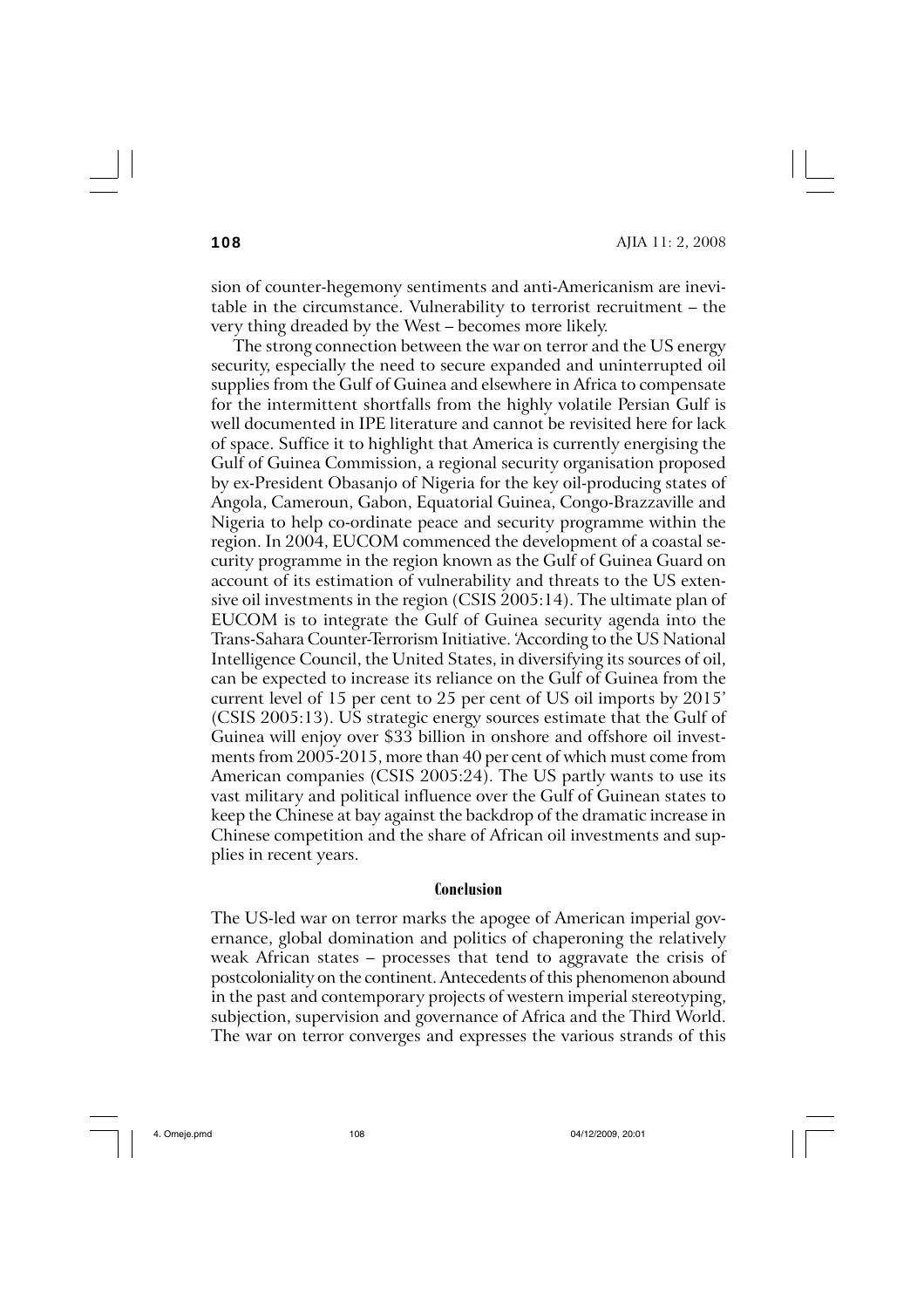sion of counter-hegemony sentiments and anti-Americanism are inevitable in the circumstance. Vulnerability to terrorist recruitment – the very thing dreaded by the West – becomes more likely.

The strong connection between the war on terror and the US energy security, especially the need to secure expanded and uninterrupted oil supplies from the Gulf of Guinea and elsewhere in Africa to compensate for the intermittent shortfalls from the highly volatile Persian Gulf is well documented in IPE literature and cannot be revisited here for lack of space. Suffice it to highlight that America is currently energising the Gulf of Guinea Commission, a regional security organisation proposed by ex-President Obasanjo of Nigeria for the key oil-producing states of Angola, Cameroun, Gabon, Equatorial Guinea, Congo-Brazzaville and Nigeria to help co-ordinate peace and security programme within the region. In 2004, EUCOM commenced the development of a coastal security programme in the region known as the Gulf of Guinea Guard on account of its estimation of vulnerability and threats to the US extensive oil investments in the region (CSIS 2005:14). The ultimate plan of EUCOM is to integrate the Gulf of Guinea security agenda into the Trans-Sahara Counter-Terrorism Initiative. 'According to the US National Intelligence Council, the United States, in diversifying its sources of oil, can be expected to increase its reliance on the Gulf of Guinea from the current level of 15 per cent to 25 per cent of US oil imports by 2015' (CSIS 2005:13). US strategic energy sources estimate that the Gulf of Guinea will enjoy over $33 billion in onshore and offshore oil investments from 2005-2015, more than 40 per cent of which must come from American companies (CSIS 2005:24). The US partly wants to use its vast military and political influence over the Gulf of Guinean states to keep the Chinese at bay against the backdrop of the dramatic increase in Chinese competition and the share of African oil investments and supplies in recent years.

## Conclusion

The US-led war on terror marks the apogee of American imperial governance, global domination and politics of chaperoning the relatively weak African states – processes that tend to aggravate the crisis of postcoloniality on the continent. Antecedents of this phenomenon abound in the past and contemporary projects of western imperial stereotyping, subjection, supervision and governance of Africa and the Third World. The war on terror converges and expresses the various strands of this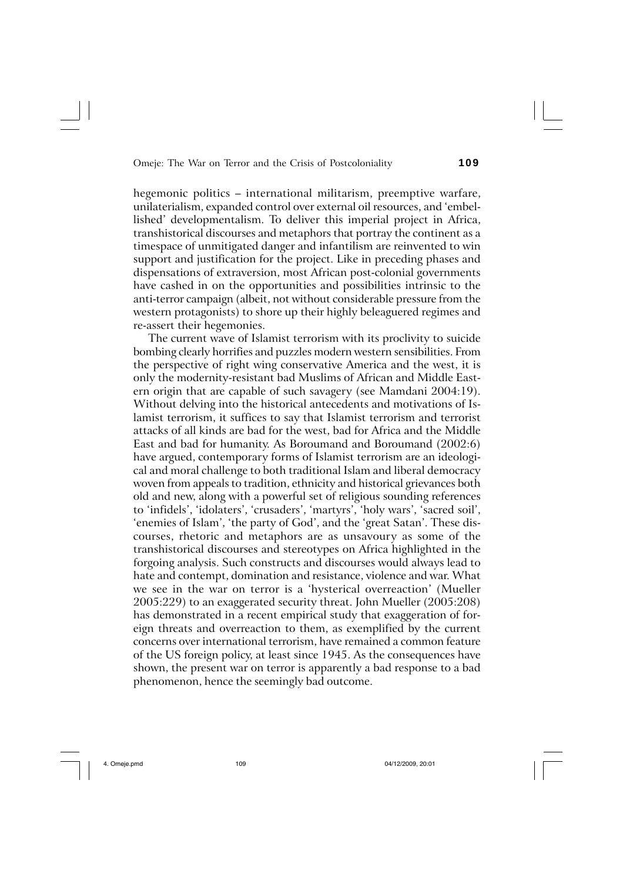hegemonic politics – international militarism, preemptive warfare, unilaterialism, expanded control over external oil resources, and 'embellished' developmentalism. To deliver this imperial project in Africa, transhistorical discourses and metaphors that portray the continent as a timespace of unmitigated danger and infantilism are reinvented to win support and justification for the project. Like in preceding phases and dispensations of extraversion, most African post-colonial governments have cashed in on the opportunities and possibilities intrinsic to the anti-terror campaign (albeit, not without considerable pressure from the western protagonists) to shore up their highly beleaguered regimes and re-assert their hegemonies.

The current wave of Islamist terrorism with its proclivity to suicide bombing clearly horrifies and puzzles modern western sensibilities. From the perspective of right wing conservative America and the west, it is only the modernity-resistant bad Muslims of African and Middle Eastern origin that are capable of such savagery (see Mamdani 2004:19). Without delving into the historical antecedents and motivations of Islamist terrorism, it suffices to say that Islamist terrorism and terrorist attacks of all kinds are bad for the west, bad for Africa and the Middle East and bad for humanity. As Boroumand and Boroumand (2002:6) have argued, contemporary forms of Islamist terrorism are an ideological and moral challenge to both traditional Islam and liberal democracy woven from appeals to tradition, ethnicity and historical grievances both old and new, along with a powerful set of religious sounding references to 'infidels', 'idolaters', 'crusaders', 'martyrs', 'holy wars', 'sacred soil', 'enemies of Islam', 'the party of God', and the 'great Satan'. These discourses, rhetoric and metaphors are as unsavoury as some of the transhistorical discourses and stereotypes on Africa highlighted in the forgoing analysis. Such constructs and discourses would always lead to hate and contempt, domination and resistance, violence and war. What we see in the war on terror is a 'hysterical overreaction' (Mueller 2005:229) to an exaggerated security threat. John Mueller (2005:208) has demonstrated in a recent empirical study that exaggeration of foreign threats and overreaction to them, as exemplified by the current concerns over international terrorism, have remained a common feature of the US foreign policy, at least since 1945. As the consequences have shown, the present war on terror is apparently a bad response to a bad phenomenon, hence the seemingly bad outcome.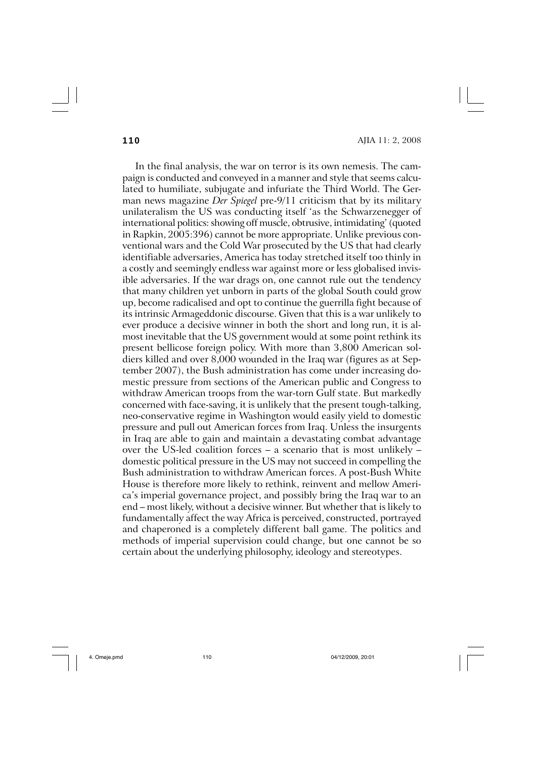In the final analysis, the war on terror is its own nemesis. The campaign is conducted and conveyed in a manner and style that seems calculated to humiliate, subjugate and infuriate the Third World. The German news magazine *Der Spiegel* pre-9/11 criticism that by its military unilateralism the US was conducting itself 'as the Schwarzenegger of international politics: showing off muscle, obtrusive, intimidating' (quoted in Rapkin, 2005:396) cannot be more appropriate. Unlike previous conventional wars and the Cold War prosecuted by the US that had clearly identifiable adversaries, America has today stretched itself too thinly in a costly and seemingly endless war against more or less globalised invisible adversaries. If the war drags on, one cannot rule out the tendency that many children yet unborn in parts of the global South could grow up, become radicalised and opt to continue the guerrilla fight because of its intrinsic Armageddonic discourse. Given that this is a war unlikely to ever produce a decisive winner in both the short and long run, it is almost inevitable that the US government would at some point rethink its present bellicose foreign policy. With more than 3,800 American soldiers killed and over 8,000 wounded in the Iraq war (figures as at September 2007), the Bush administration has come under increasing domestic pressure from sections of the American public and Congress to withdraw American troops from the war-torn Gulf state. But markedly concerned with face-saving, it is unlikely that the present tough-talking, neo-conservative regime in Washington would easily yield to domestic pressure and pull out American forces from Iraq. Unless the insurgents in Iraq are able to gain and maintain a devastating combat advantage over the US-led coalition forces – a scenario that is most unlikely – domestic political pressure in the US may not succeed in compelling the Bush administration to withdraw American forces. A post-Bush White House is therefore more likely to rethink, reinvent and mellow America's imperial governance project, and possibly bring the Iraq war to an end – most likely, without a decisive winner. But whether that is likely to fundamentally affect the way Africa is perceived, constructed, portrayed and chaperoned is a completely different ball game. The politics and methods of imperial supervision could change, but one cannot be so certain about the underlying philosophy, ideology and stereotypes.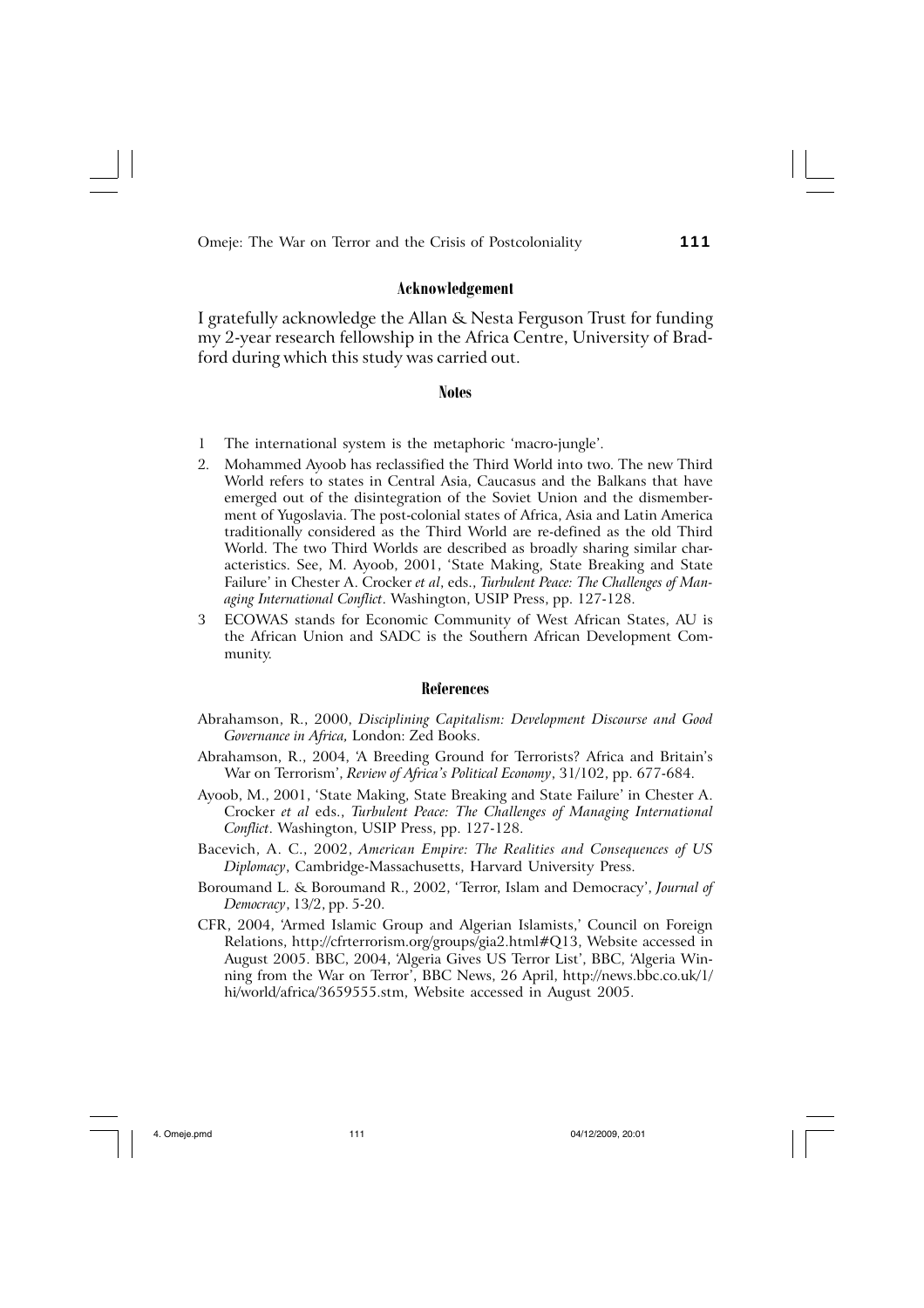### Acknowledgement

I gratefully acknowledge the Allan & Nesta Ferguson Trust for funding my 2-year research fellowship in the Africa Centre, University of Bradford during which this study was carried out.

### Notes

1 The international system is the metaphoric 'macro-jungle'.

2. Mohammed Ayoob has reclassified the Third World into two. The new Third World refers to states in Central Asia, Caucasus and the Balkans that have emerged out of the disintegration of the Soviet Union and the dismemberment of Yugoslavia. The post-colonial states of Africa, Asia and Latin America traditionally considered as the Third World are re-defined as the old Third World. The two Third Worlds are described as broadly sharing similar characteristics. See, M. Ayoob, 2001, 'State Making, State Breaking and State Failure' in Chester A. Crocker *et al*, eds., *Turbulent Peace: The Challenges of Managing International Conflict*. Washington, USIP Press, pp. 127-128.

3 ECOWAS stands for Economic Community of West African States, AU is the African Union and SADC is the Southern African Development Community.

### References

Abrahamson, R., 2000, *Disciplining Capitalism: Development Discourse and Good Governance in Africa,* London: Zed Books.

Abrahamson, R., 2004, 'A Breeding Ground for Terrorists? Africa and Britain's War on Terrorism', *Review of Africa's Political Economy*, 31/102, pp. 677-684.

Ayoob, M., 2001, 'State Making, State Breaking and State Failure' in Chester A. Crocker *et al* eds., *Turbulent Peace: The Challenges of Managing International Conflict*. Washington, USIP Press, pp. 127-128.

Bacevich, A. C., 2002, *American Empire: The Realities and Consequences of US Diplomacy*, Cambridge-Massachusetts, Harvard University Press.

Boroumand L. & Boroumand R., 2002, 'Terror, Islam and Democracy', *Journal of Democracy*, 13/2, pp. 5-20.

CFR, 2004, 'Armed Islamic Group and Algerian Islamists,' Council on Foreign Relations, http://cfrterrorism.org/groups/gia2.html#Q13, Website accessed in August 2005. BBC, 2004, 'Algeria Gives US Terror List', BBC, 'Algeria Winning from the War on Terror', BBC News, 26 April, http://news.bbc.co.uk/1/hi/world/africa/3659555.stm, Website accessed in August 2005.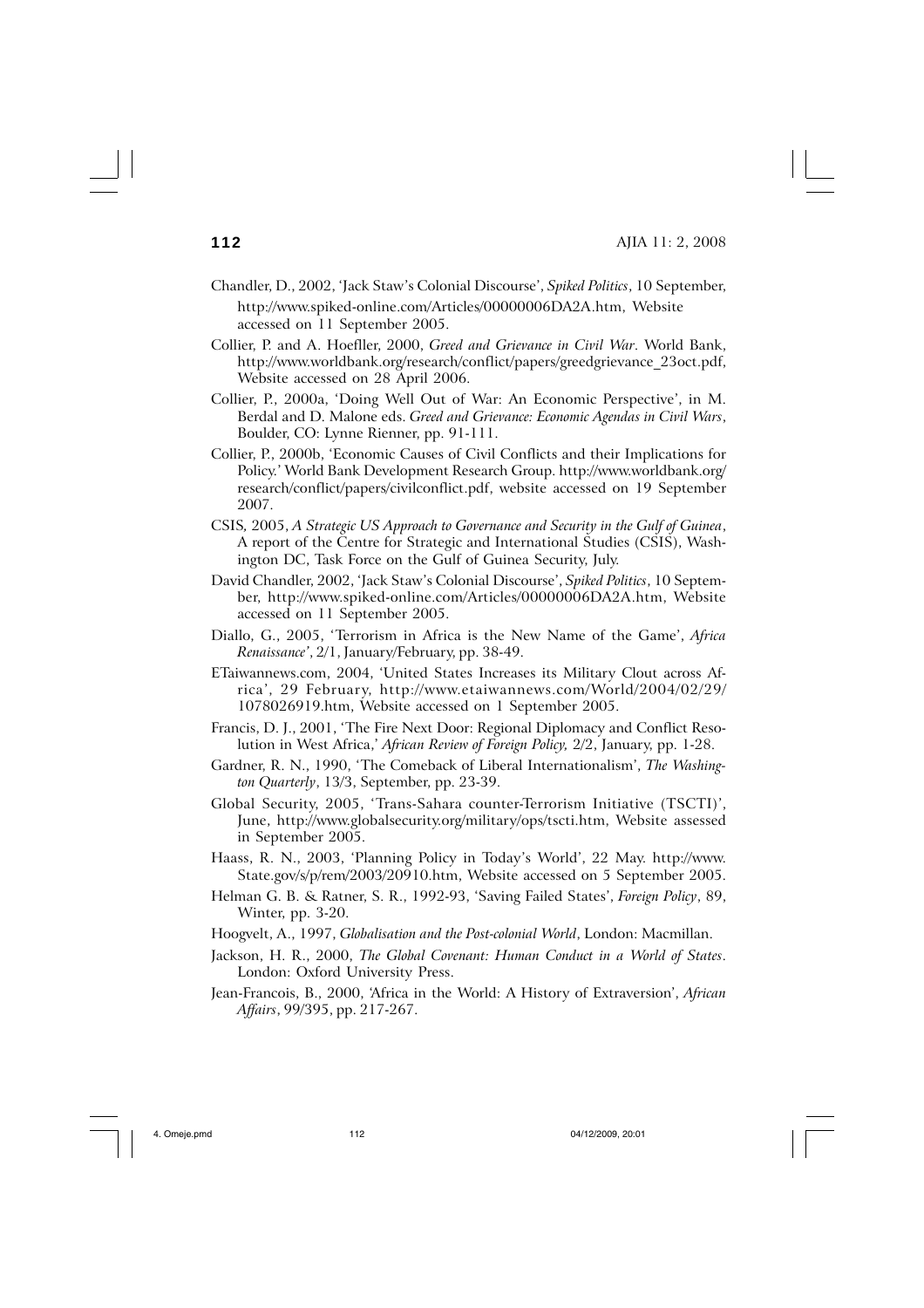Chandler, D., 2002, 'Jack Staw's Colonial Discourse', *Spiked Politics*, 10 September, http://www.spiked-online.com/Articles/00000006DA2A.htm, Website accessed on 11 September 2005.

Collier, P. and A. Hoefller, 2000, *Greed and Grievance in Civil War*. World Bank, http://www.worldbank.org/research/conflict/papers/greedgrievance_23oct.pdf, Website accessed on 28 April 2006.

Collier, P., 2000a, 'Doing Well Out of War: An Economic Perspective', in M. Berdal and D. Malone eds. *Greed and Grievance: Economic Agendas in Civil Wars*, Boulder, CO: Lynne Rienner, pp. 91-111.

Collier, P., 2000b, 'Economic Causes of Civil Conflicts and their Implications for Policy.' World Bank Development Research Group. http://www.worldbank.org/research/conflict/papers/civilconflict.pdf, website accessed on 19 September 2007.

CSIS, 2005, *A Strategic US Approach to Governance and Security in the Gulf of Guinea*, A report of the Centre for Strategic and International Studies (CSIS), Washington DC, Task Force on the Gulf of Guinea Security, July.

David Chandler, 2002, 'Jack Staw's Colonial Discourse', *Spiked Politics*, 10 September, http://www.spiked-online.com/Articles/00000006DA2A.htm, Website accessed on 11 September 2005.

Diallo, G., 2005, 'Terrorism in Africa is the New Name of the Game', *Africa Renaissance'*, 2/1, January/February, pp. 38-49.

ETaiwannews.com, 2004, 'United States Increases its Military Clout across Africa', 29 February, http://www.etaiwannews.com/World/2004/02/29/1078026919.htm, Website accessed on 1 September 2005.

Francis, D. J., 2001, 'The Fire Next Door: Regional Diplomacy and Conflict Resolution in West Africa,' *African Review of Foreign Policy,* 2/2, January, pp. 1-28.

Gardner, R. N., 1990, 'The Comeback of Liberal Internationalism', *The Washington Quarterly*, 13/3, September, pp. 23-39.

Global Security, 2005, 'Trans-Sahara counter-Terrorism Initiative (TSCTI)', June, http://www.globalsecurity.org/military/ops/tscti.htm, Website assessed in September 2005.

Haass, R. N., 2003, 'Planning Policy in Today's World', 22 May. http://www.State.gov/s/p/rem/2003/20910.htm, Website accessed on 5 September 2005.

Helman G. B. & Ratner, S. R., 1992-93, 'Saving Failed States', *Foreign Policy*, 89, Winter, pp. 3-20.

Hoogvelt, A., 1997, *Globalisation and the Post-colonial World*, London: Macmillan.

Jackson, H. R., 2000, *The Global Covenant: Human Conduct in a World of States*. London: Oxford University Press.

Jean-Francois, B., 2000, 'Africa in the World: A History of Extraversion', *African Affairs*, 99/395, pp. 217-267.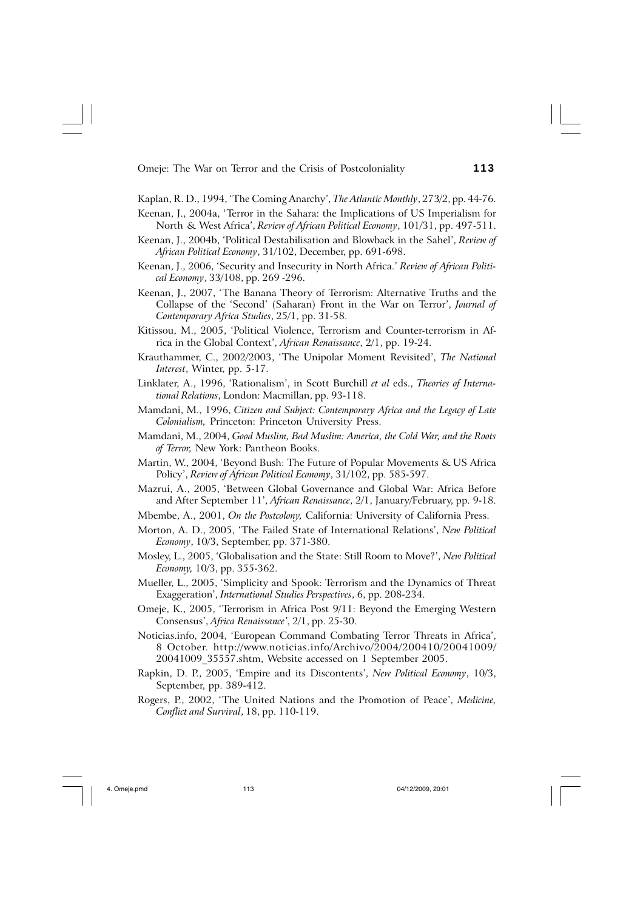Kaplan, R. D., 1994, 'The Coming Anarchy', *The Atlantic Monthly*, 273/2, pp. 44-76.

Keenan, J., 2004a, 'Terror in the Sahara: the Implications of US Imperialism for North & West Africa', *Review of African Political Economy*, 101/31, pp. 497-511.

Keenan, J., 2004b, 'Political Destabilisation and Blowback in the Sahel', *Review of African Political Economy*, 31/102, December, pp. 691-698.

Keenan, J., 2006, 'Security and Insecurity in North Africa.' *Review of African Political Economy*, 33/108, pp. 269 -296.

Keenan, J., 2007, 'The Banana Theory of Terrorism: Alternative Truths and the Collapse of the 'Second' (Saharan) Front in the War on Terror', *Journal of Contemporary Africa Studies*, 25/1, pp. 31-58.

Kitissou, M., 2005, 'Political Violence, Terrorism and Counter-terrorism in Africa in the Global Context', *African Renaissance*, 2/1, pp. 19-24.

Krauthammer, C., 2002/2003, 'The Unipolar Moment Revisited', *The National Interest*, Winter, pp. 5-17.

Linklater, A., 1996, 'Rationalism', in Scott Burchill *et al* eds., *Theories of International Relations*, London: Macmillan, pp. 93-118.

Mamdani, M., 1996, *Citizen and Subject: Contemporary Africa and the Legacy of Late Colonialism,* Princeton: Princeton University Press.

Mamdani, M., 2004, *Good Muslim, Bad Muslim: America, the Cold War, and the Roots of Terror,* New York: Pantheon Books.

Martin, W., 2004, 'Beyond Bush: The Future of Popular Movements & US Africa Policy', *Review of African Political Economy*, 31/102, pp. 585-597.

Mazrui, A., 2005, 'Between Global Governance and Global War: Africa Before and After September 11', *African Renaissance*, 2/1, January/February, pp. 9-18.

Mbembe, A., 2001, *On the Postcolony,* California: University of California Press.

Morton, A. D., 2005, 'The Failed State of International Relations', *New Political Economy*, 10/3, September, pp. 371-380.

Mosley, L., 2005, 'Globalisation and the State: Still Room to Move?', *New Political Economy,* 10/3, pp. 355-362.

Mueller, L., 2005, 'Simplicity and Spook: Terrorism and the Dynamics of Threat Exaggeration', *International Studies Perspectives*, 6, pp. 208-234.

Omeje, K., 2005, 'Terrorism in Africa Post 9/11: Beyond the Emerging Western Consensus', *Africa Renaissance'*, 2/1, pp. 25-30.

Noticias.info, 2004, 'European Command Combating Terror Threats in Africa', 8 October. http://www.noticias.info/Archivo/2004/200410/20041009/20041009_35557.shtm, Website accessed on 1 September 2005.

Rapkin, D. P., 2005, 'Empire and its Discontents', *New Political Economy*, 10/3, September, pp. 389-412.

Rogers, P., 2002, 'The United Nations and the Promotion of Peace', *Medicine, Conflict and Survival*, 18, pp. 110-119.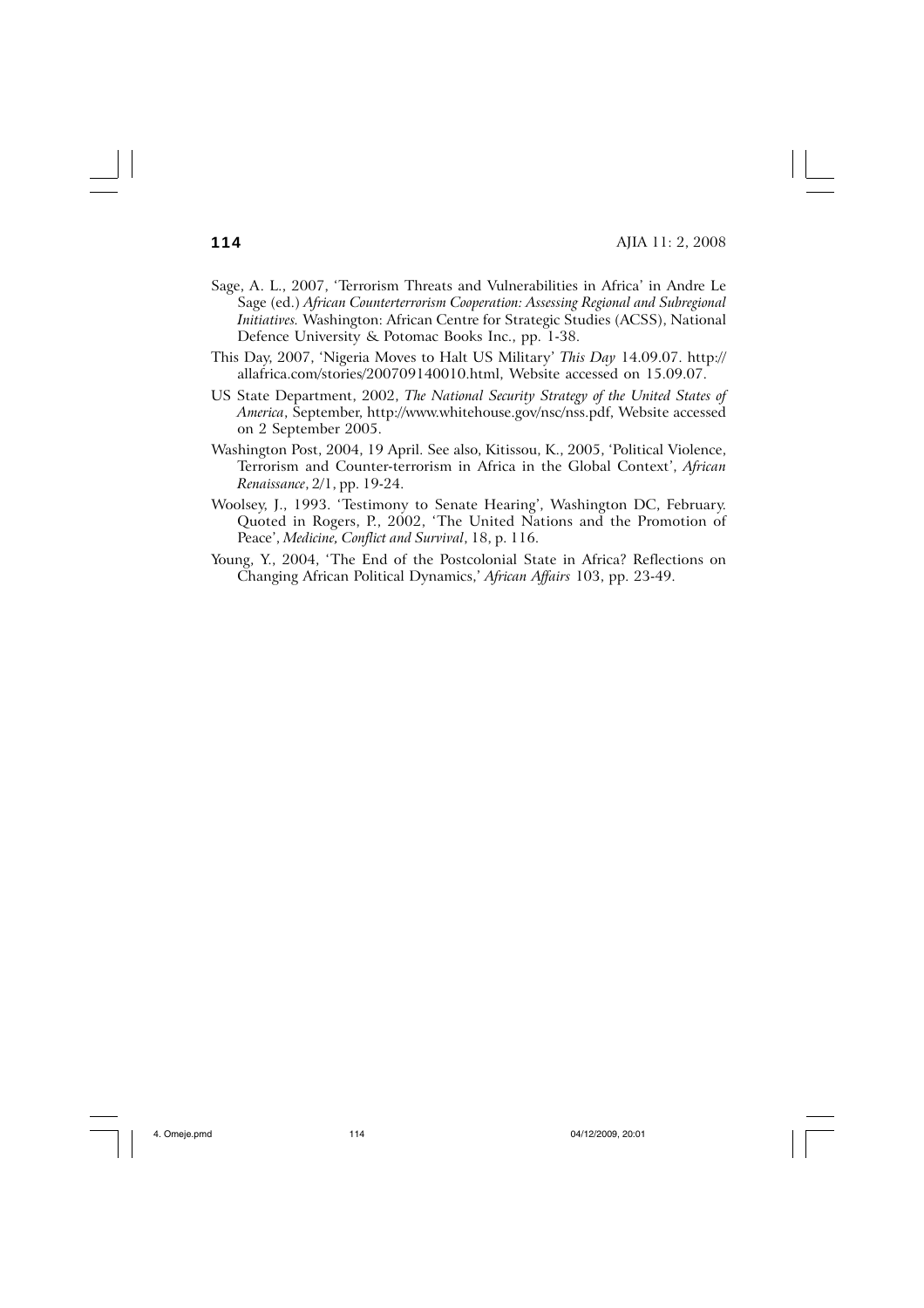Sage, A. L., 2007, 'Terrorism Threats and Vulnerabilities in Africa' in Andre Le Sage (ed.) *African Counterterrorism Cooperation: Assessing Regional and Subregional Initiatives.* Washington: African Centre for Strategic Studies (ACSS), National Defence University & Potomac Books Inc., pp. 1-38.

This Day, 2007, 'Nigeria Moves to Halt US Military' *This Day* 14.09.07. http://allafrica.com/stories/200709140010.html, Website accessed on 15.09.07.

US State Department, 2002, *The National Security Strategy of the United States of America*, September, http://www.whitehouse.gov/nsc/nss.pdf, Website accessed on 2 September 2005.

Washington Post, 2004, 19 April. See also, Kitissou, K., 2005, 'Political Violence, Terrorism and Counter-terrorism in Africa in the Global Context', *African Renaissance*, 2/1, pp. 19-24.

Woolsey, J., 1993. 'Testimony to Senate Hearing', Washington DC, February. Quoted in Rogers, P., 2002, 'The United Nations and the Promotion of Peace', *Medicine, Conflict and Survival*, 18, p. 116.

Young, Y., 2004, 'The End of the Postcolonial State in Africa? Reflections on Changing African Political Dynamics,' *African Affairs* 103, pp. 23-49.